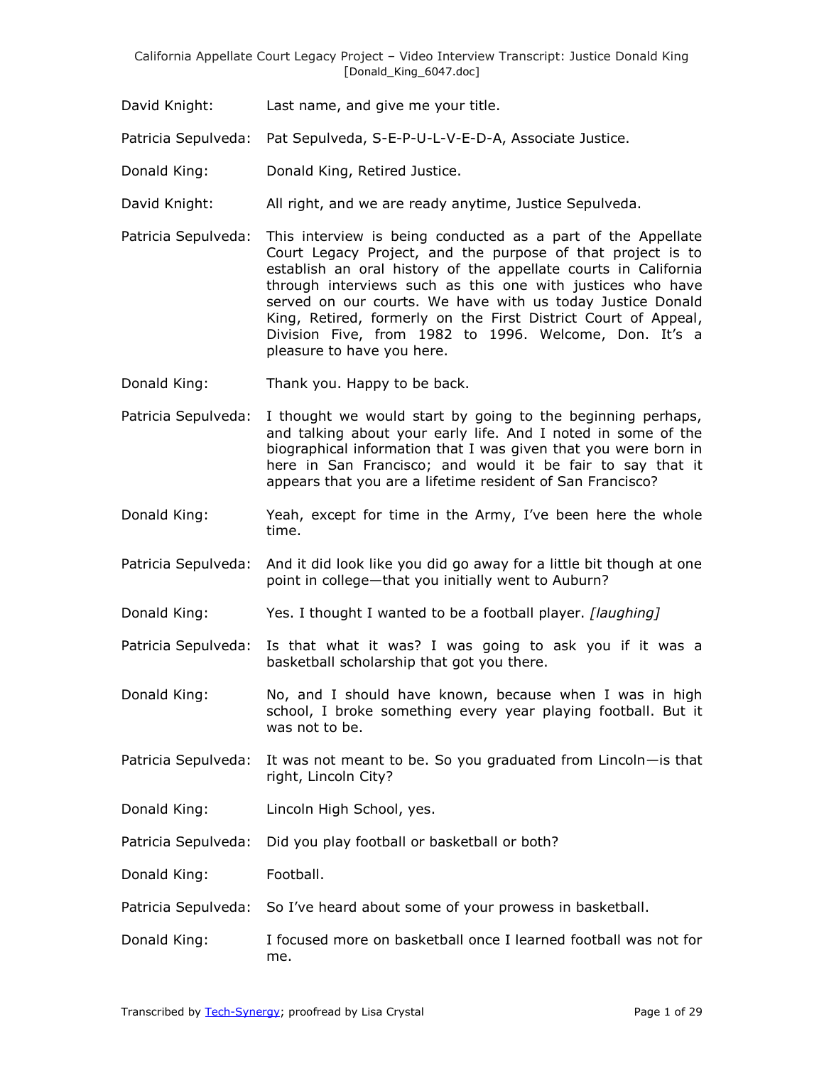David Knight: Last name, and give me your title.

Patricia Sepulveda: Pat Sepulveda, S-E-P-U-L-V-E-D-A, Associate Justice.

Donald King: Donald King, Retired Justice.

David Knight: All right, and we are ready anytime, Justice Sepulveda.

Patricia Sepulveda: This interview is being conducted as a part of the Appellate Court Legacy Project, and the purpose of that project is to establish an oral history of the appellate courts in California through interviews such as this one with justices who have served on our courts. We have with us today Justice Donald King, Retired, formerly on the First District Court of Appeal, Division Five, from 1982 to 1996. Welcome, Don. It's a pleasure to have you here.

Donald King: Thank you. Happy to be back.

Patricia Sepulveda: I thought we would start by going to the beginning perhaps, and talking about your early life. And I noted in some of the biographical information that I was given that you were born in here in San Francisco; and would it be fair to say that it appears that you are a lifetime resident of San Francisco?

Donald King: Yeah, except for time in the Army, I've been here the whole time.

Patricia Sepulveda: And it did look like you did go away for a little bit though at one point in college—that you initially went to Auburn?

Donald King: Yes. I thought I wanted to be a football player. *[laughing]*

Patricia Sepulveda: Is that what it was? I was going to ask you if it was a basketball scholarship that got you there.

Donald King: No, and I should have known, because when I was in high school, I broke something every year playing football. But it was not to be.

Patricia Sepulveda: It was not meant to be. So you graduated from Lincoln—is that right, Lincoln City?

Donald King: Lincoln High School, yes.

Patricia Sepulveda: Did you play football or basketball or both?

Donald King: Football.

Patricia Sepulveda: So I've heard about some of your prowess in basketball.

Donald King: I focused more on basketball once I learned football was not for me.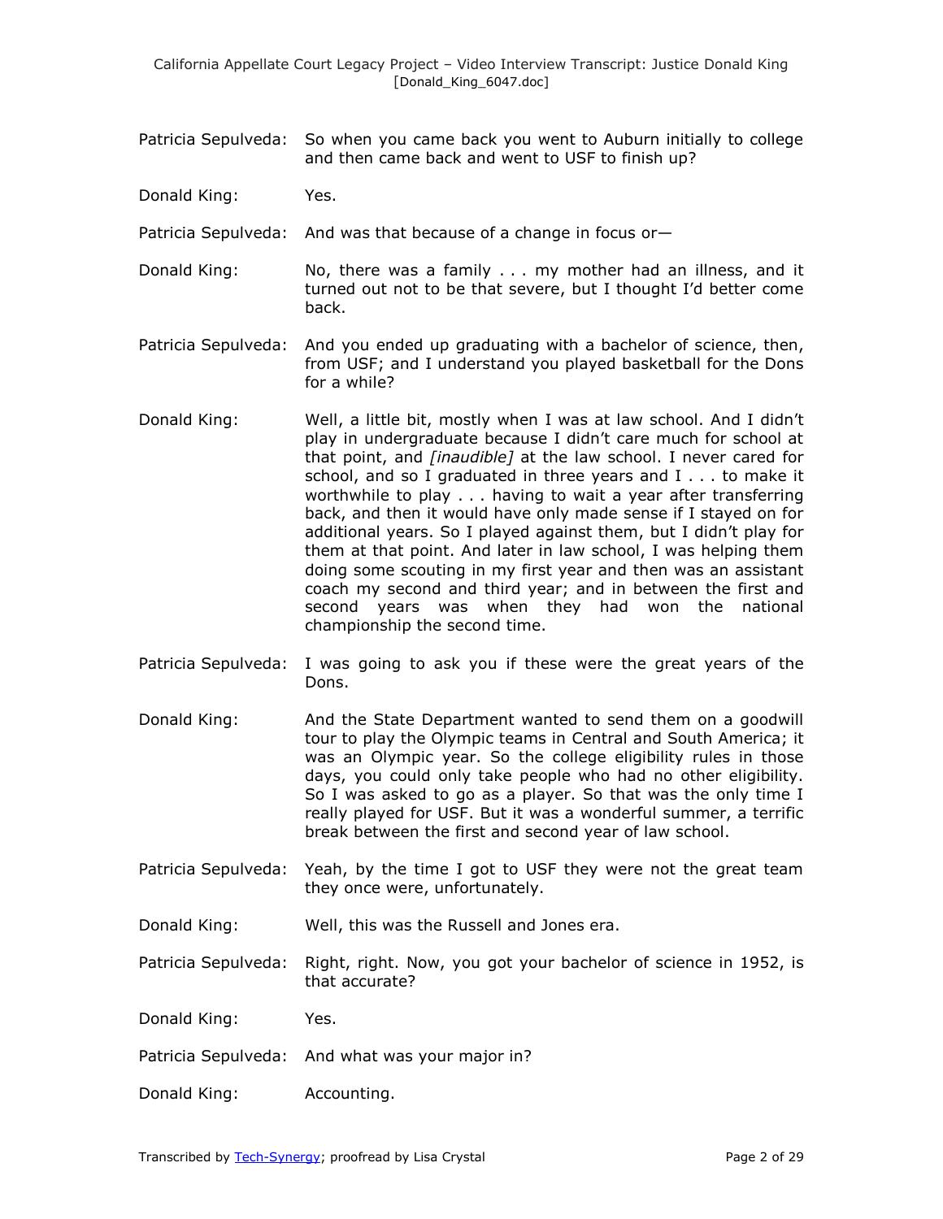Patricia Sepulveda: So when you came back you went to Auburn initially to college and then came back and went to USF to finish up?

Donald King: Yes.

Patricia Sepulveda: And was that because of a change in focus or—

Donald King: No, there was a family . . . my mother had an illness, and it turned out not to be that severe, but I thought I'd better come back.

Patricia Sepulveda: And you ended up graduating with a bachelor of science, then, from USF; and I understand you played basketball for the Dons for a while?

Donald King: Well, a little bit, mostly when I was at law school. And I didn't play in undergraduate because I didn't care much for school at that point, and *[inaudible]* at the law school. I never cared for school, and so I graduated in three years and I . . . to make it worthwhile to play . . . having to wait a year after transferring back, and then it would have only made sense if I stayed on for additional years. So I played against them, but I didn't play for them at that point. And later in law school, I was helping them doing some scouting in my first year and then was an assistant coach my second and third year; and in between the first and second years was when they had won the national championship the second time.

Patricia Sepulveda: I was going to ask you if these were the great years of the Dons.

Donald King: And the State Department wanted to send them on a goodwill tour to play the Olympic teams in Central and South America; it was an Olympic year. So the college eligibility rules in those days, you could only take people who had no other eligibility. So I was asked to go as a player. So that was the only time I really played for USF. But it was a wonderful summer, a terrific break between the first and second year of law school.

Patricia Sepulveda: Yeah, by the time I got to USF they were not the great team they once were, unfortunately.

Donald King: Well, this was the Russell and Jones era.

Patricia Sepulveda: Right, right. Now, you got your bachelor of science in 1952, is that accurate?

Donald King: Yes.

Patricia Sepulveda: And what was your major in?

Donald King: Accounting.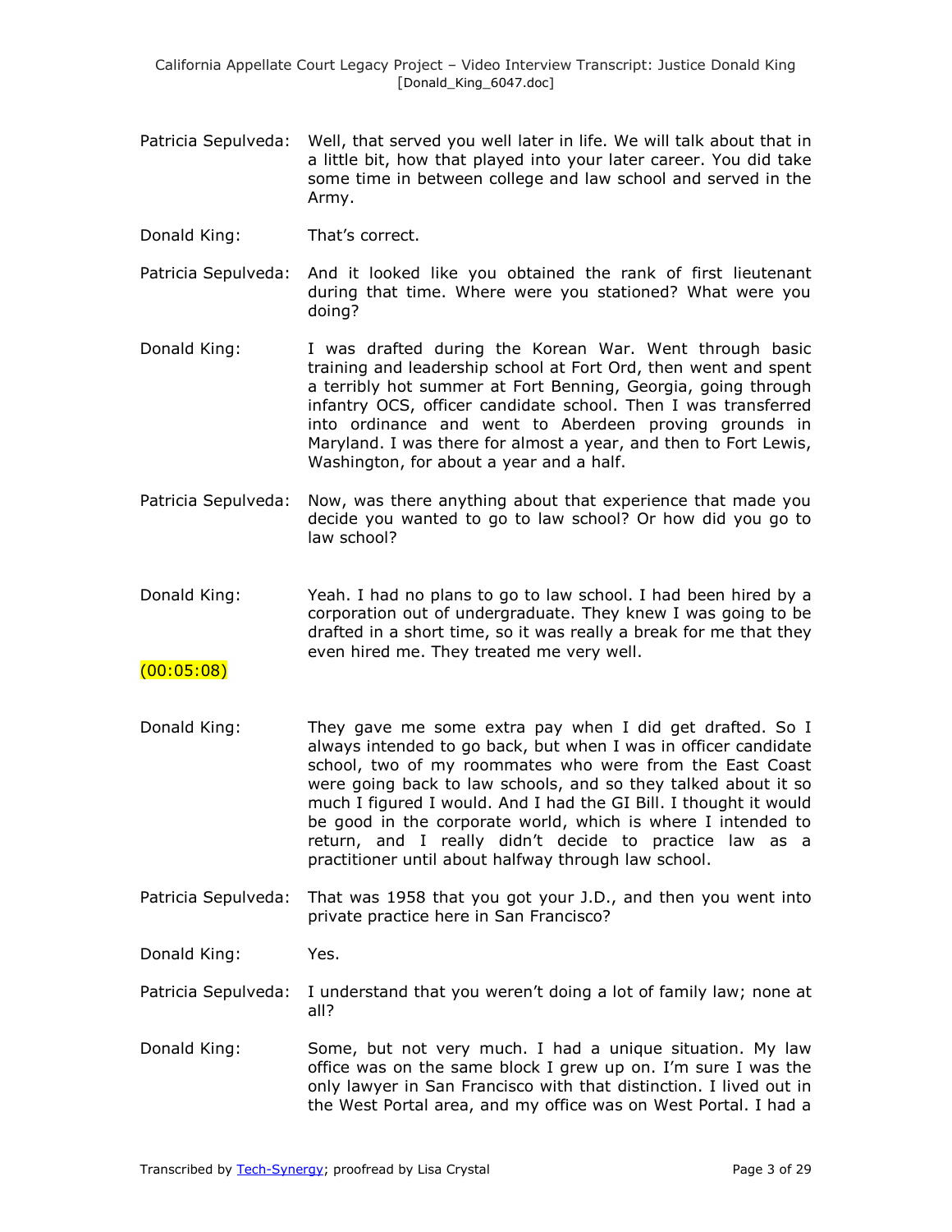Patricia Sepulveda: Well, that served you well later in life. We will talk about that in a little bit, how that played into your later career. You did take some time in between college and law school and served in the Army.

Donald King: That's correct.

Patricia Sepulveda: And it looked like you obtained the rank of first lieutenant during that time. Where were you stationed? What were you doing?

Donald King: I was drafted during the Korean War. Went through basic training and leadership school at Fort Ord, then went and spent a terribly hot summer at Fort Benning, Georgia, going through infantry OCS, officer candidate school. Then I was transferred into ordinance and went to Aberdeen proving grounds in Maryland. I was there for almost a year, and then to Fort Lewis, Washington, for about a year and a half.

Patricia Sepulveda: Now, was there anything about that experience that made you decide you wanted to go to law school? Or how did you go to law school?

Donald King: Yeah. I had no plans to go to law school. I had been hired by a corporation out of undergraduate. They knew I was going to be drafted in a short time, so it was really a break for me that they even hired me. They treated me very well.

(00:05:08)

Donald King: They gave me some extra pay when I did get drafted. So I always intended to go back, but when I was in officer candidate school, two of my roommates who were from the East Coast were going back to law schools, and so they talked about it so much I figured I would. And I had the GI Bill. I thought it would be good in the corporate world, which is where I intended to return, and I really didn't decide to practice law as a practitioner until about halfway through law school.

Patricia Sepulveda: That was 1958 that you got your J.D., and then you went into private practice here in San Francisco?

Donald King: Yes.

Patricia Sepulveda: I understand that you weren't doing a lot of family law; none at all?

Donald King: Some, but not very much. I had a unique situation. My law office was on the same block I grew up on. I'm sure I was the only lawyer in San Francisco with that distinction. I lived out in the West Portal area, and my office was on West Portal. I had a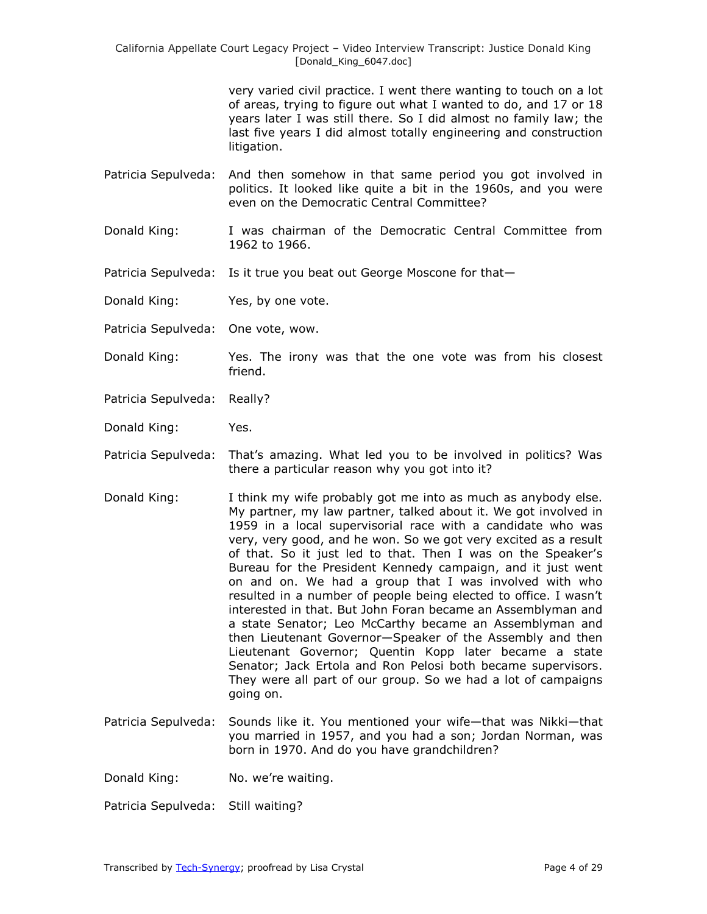very varied civil practice. I went there wanting to touch on a lot of areas, trying to figure out what I wanted to do, and 17 or 18 years later I was still there. So I did almost no family law; the last five years I did almost totally engineering and construction litigation.

Patricia Sepulveda: And then somehow in that same period you got involved in politics. It looked like quite a bit in the 1960s, and you were even on the Democratic Central Committee?

Donald King: I was chairman of the Democratic Central Committee from 1962 to 1966.

Patricia Sepulveda: Is it true you beat out George Moscone for that—

Donald King: Yes, by one vote.

Patricia Sepulveda: One vote, wow.

Donald King: Yes. The irony was that the one vote was from his closest friend.

Patricia Sepulveda: Really?

Donald King: Yes.

Patricia Sepulveda: That's amazing. What led you to be involved in politics? Was there a particular reason why you got into it?

Donald King: I think my wife probably got me into as much as anybody else. My partner, my law partner, talked about it. We got involved in 1959 in a local supervisorial race with a candidate who was very, very good, and he won. So we got very excited as a result of that. So it just led to that. Then I was on the Speaker's Bureau for the President Kennedy campaign, and it just went on and on. We had a group that I was involved with who resulted in a number of people being elected to office. I wasn't interested in that. But John Foran became an Assemblyman and a state Senator; Leo McCarthy became an Assemblyman and then Lieutenant Governor—Speaker of the Assembly and then Lieutenant Governor; Quentin Kopp later became a state Senator; Jack Ertola and Ron Pelosi both became supervisors. They were all part of our group. So we had a lot of campaigns going on.

Patricia Sepulveda: Sounds like it. You mentioned your wife—that was Nikki—that you married in 1957, and you had a son; Jordan Norman, was born in 1970. And do you have grandchildren?

Donald King: No. we're waiting.

Patricia Sepulveda: Still waiting?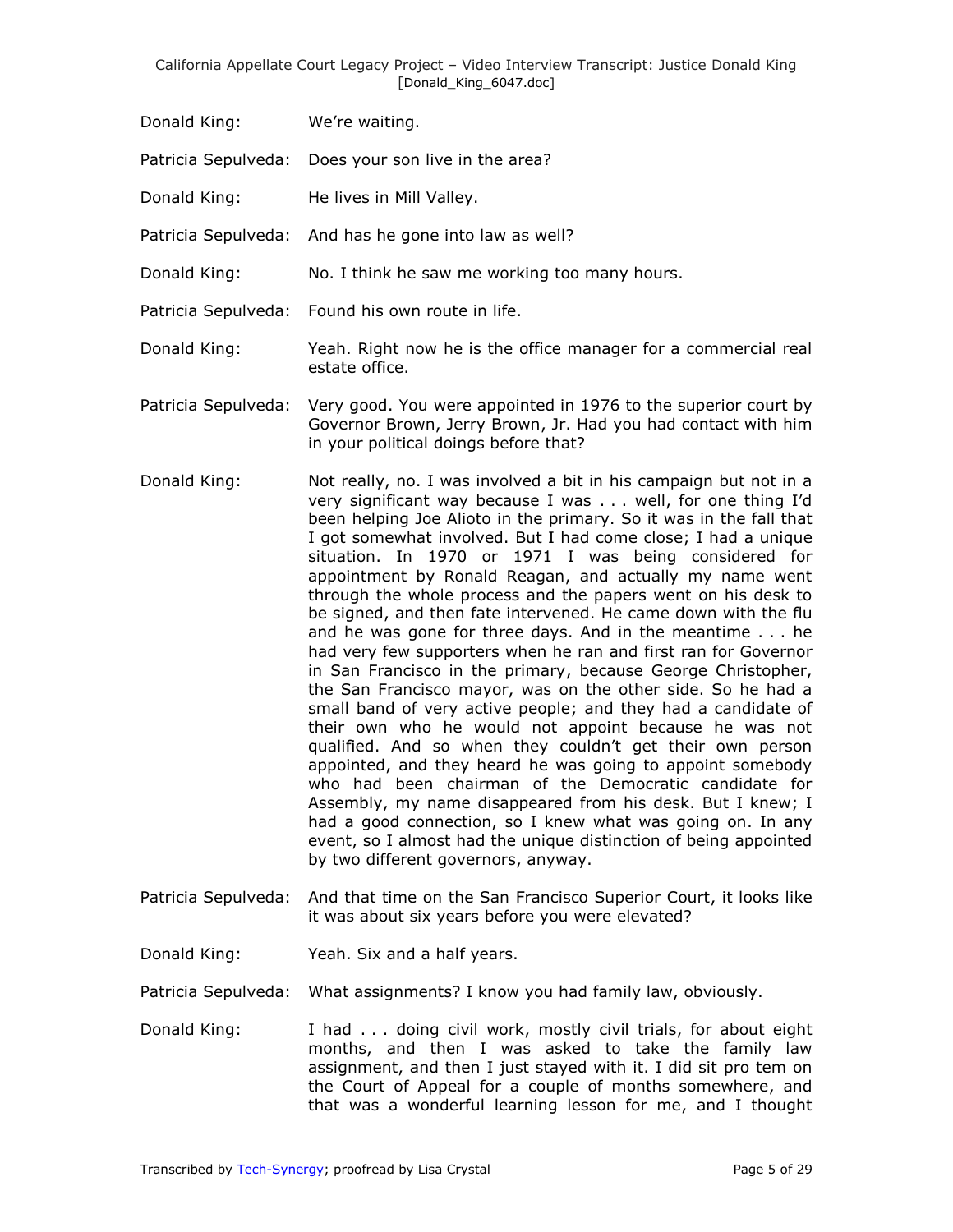Donald King: We're waiting.

Patricia Sepulveda: Does your son live in the area?

Donald King: He lives in Mill Valley.

Patricia Sepulveda: And has he gone into law as well?

Donald King: No. I think he saw me working too many hours.

Patricia Sepulveda: Found his own route in life.

Donald King: Yeah. Right now he is the office manager for a commercial real estate office.

Patricia Sepulveda: Very good. You were appointed in 1976 to the superior court by Governor Brown, Jerry Brown, Jr. Had you had contact with him in your political doings before that?

Donald King: Not really, no. I was involved a bit in his campaign but not in a very significant way because I was . . . well, for one thing I'd been helping Joe Alioto in the primary. So it was in the fall that I got somewhat involved. But I had come close; I had a unique situation. In 1970 or 1971 I was being considered for appointment by Ronald Reagan, and actually my name went through the whole process and the papers went on his desk to be signed, and then fate intervened. He came down with the flu and he was gone for three days. And in the meantime . . . he had very few supporters when he ran and first ran for Governor in San Francisco in the primary, because George Christopher, the San Francisco mayor, was on the other side. So he had a small band of very active people; and they had a candidate of their own who he would not appoint because he was not qualified. And so when they couldn't get their own person appointed, and they heard he was going to appoint somebody who had been chairman of the Democratic candidate for Assembly, my name disappeared from his desk. But I knew; I had a good connection, so I knew what was going on. In any event, so I almost had the unique distinction of being appointed by two different governors, anyway.

Patricia Sepulveda: And that time on the San Francisco Superior Court, it looks like it was about six years before you were elevated?

Donald King: Yeah. Six and a half years.

Patricia Sepulveda: What assignments? I know you had family law, obviously.

Donald King: I had . . . doing civil work, mostly civil trials, for about eight months, and then I was asked to take the family law assignment, and then I just stayed with it. I did sit pro tem on the Court of Appeal for a couple of months somewhere, and that was a wonderful learning lesson for me, and I thought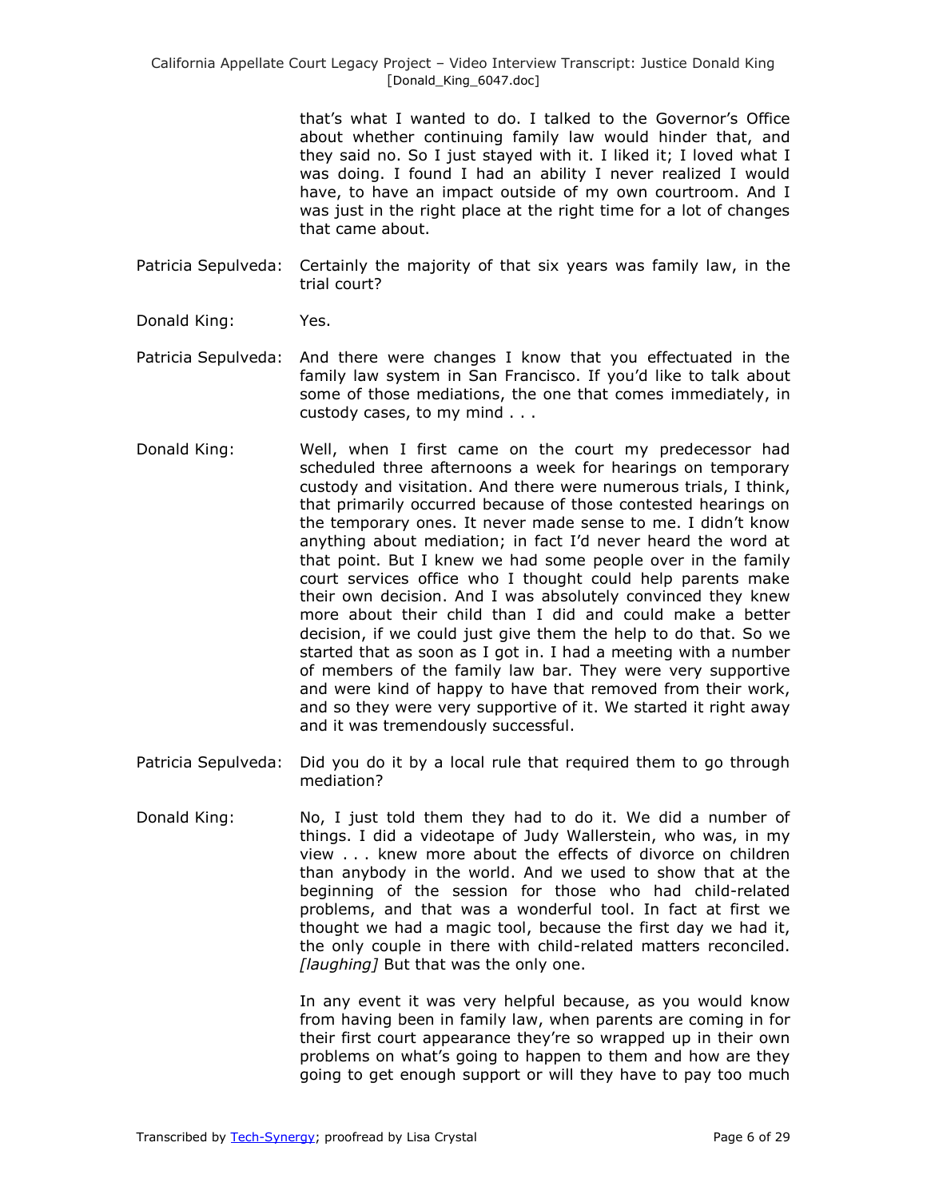that's what I wanted to do. I talked to the Governor's Office about whether continuing family law would hinder that, and they said no. So I just stayed with it. I liked it; I loved what I was doing. I found I had an ability I never realized I would have, to have an impact outside of my own courtroom. And I was just in the right place at the right time for a lot of changes that came about.

Patricia Sepulveda: Certainly the majority of that six years was family law, in the trial court?

Donald King: Yes.

Patricia Sepulveda: And there were changes I know that you effectuated in the family law system in San Francisco. If you'd like to talk about some of those mediations, the one that comes immediately, in custody cases, to my mind . . .

Donald King: Well, when I first came on the court my predecessor had scheduled three afternoons a week for hearings on temporary custody and visitation. And there were numerous trials, I think, that primarily occurred because of those contested hearings on the temporary ones. It never made sense to me. I didn't know anything about mediation; in fact I'd never heard the word at that point. But I knew we had some people over in the family court services office who I thought could help parents make their own decision. And I was absolutely convinced they knew more about their child than I did and could make a better decision, if we could just give them the help to do that. So we started that as soon as I got in. I had a meeting with a number of members of the family law bar. They were very supportive and were kind of happy to have that removed from their work, and so they were very supportive of it. We started it right away and it was tremendously successful.

Patricia Sepulveda: Did you do it by a local rule that required them to go through mediation?

Donald King: No, I just told them they had to do it. We did a number of things. I did a videotape of Judy Wallerstein, who was, in my view . . . knew more about the effects of divorce on children than anybody in the world. And we used to show that at the beginning of the session for those who had child-related problems, and that was a wonderful tool. In fact at first we thought we had a magic tool, because the first day we had it, the only couple in there with child-related matters reconciled. *[laughing]* But that was the only one.

In any event it was very helpful because, as you would know from having been in family law, when parents are coming in for their first court appearance they're so wrapped up in their own problems on what's going to happen to them and how are they going to get enough support or will they have to pay too much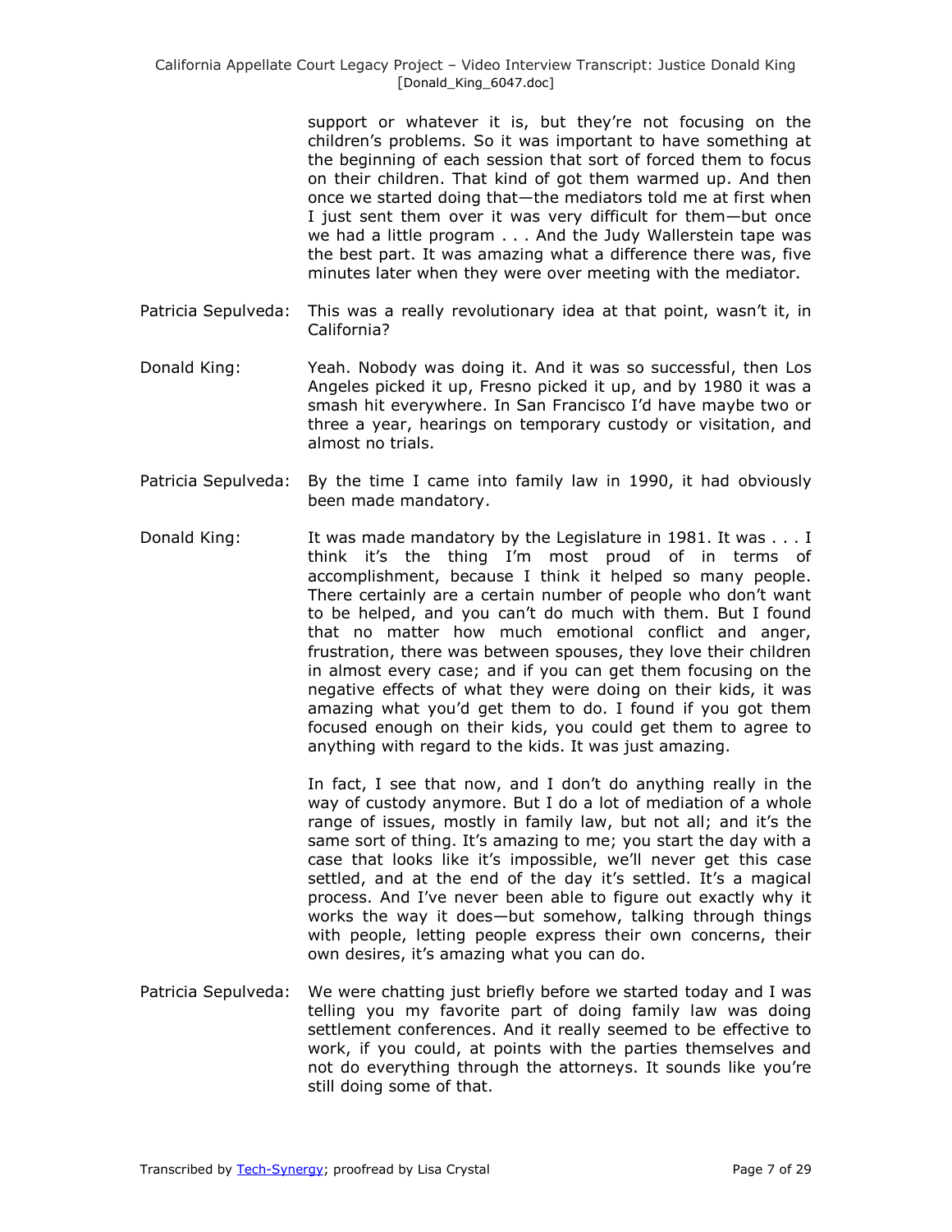support or whatever it is, but they're not focusing on the children's problems. So it was important to have something at the beginning of each session that sort of forced them to focus on their children. That kind of got them warmed up. And then once we started doing that—the mediators told me at first when I just sent them over it was very difficult for them—but once we had a little program . . . And the Judy Wallerstein tape was the best part. It was amazing what a difference there was, five minutes later when they were over meeting with the mediator.

Patricia Sepulveda: This was a really revolutionary idea at that point, wasn't it, in California?

Donald King: Yeah. Nobody was doing it. And it was so successful, then Los Angeles picked it up, Fresno picked it up, and by 1980 it was a smash hit everywhere. In San Francisco I'd have maybe two or three a year, hearings on temporary custody or visitation, and almost no trials.

Patricia Sepulveda: By the time I came into family law in 1990, it had obviously been made mandatory.

Donald King: It was made mandatory by the Legislature in 1981. It was . . . I think it's the thing I'm most proud of in terms of accomplishment, because I think it helped so many people. There certainly are a certain number of people who don't want to be helped, and you can't do much with them. But I found that no matter how much emotional conflict and anger, frustration, there was between spouses, they love their children in almost every case; and if you can get them focusing on the negative effects of what they were doing on their kids, it was amazing what you'd get them to do. I found if you got them focused enough on their kids, you could get them to agree to anything with regard to the kids. It was just amazing.

In fact, I see that now, and I don't do anything really in the way of custody anymore. But I do a lot of mediation of a whole range of issues, mostly in family law, but not all; and it's the same sort of thing. It's amazing to me; you start the day with a case that looks like it's impossible, we'll never get this case settled, and at the end of the day it's settled. It's a magical process. And I've never been able to figure out exactly why it works the way it does—but somehow, talking through things with people, letting people express their own concerns, their own desires, it's amazing what you can do.

Patricia Sepulveda: We were chatting just briefly before we started today and I was telling you my favorite part of doing family law was doing settlement conferences. And it really seemed to be effective to work, if you could, at points with the parties themselves and not do everything through the attorneys. It sounds like you're still doing some of that.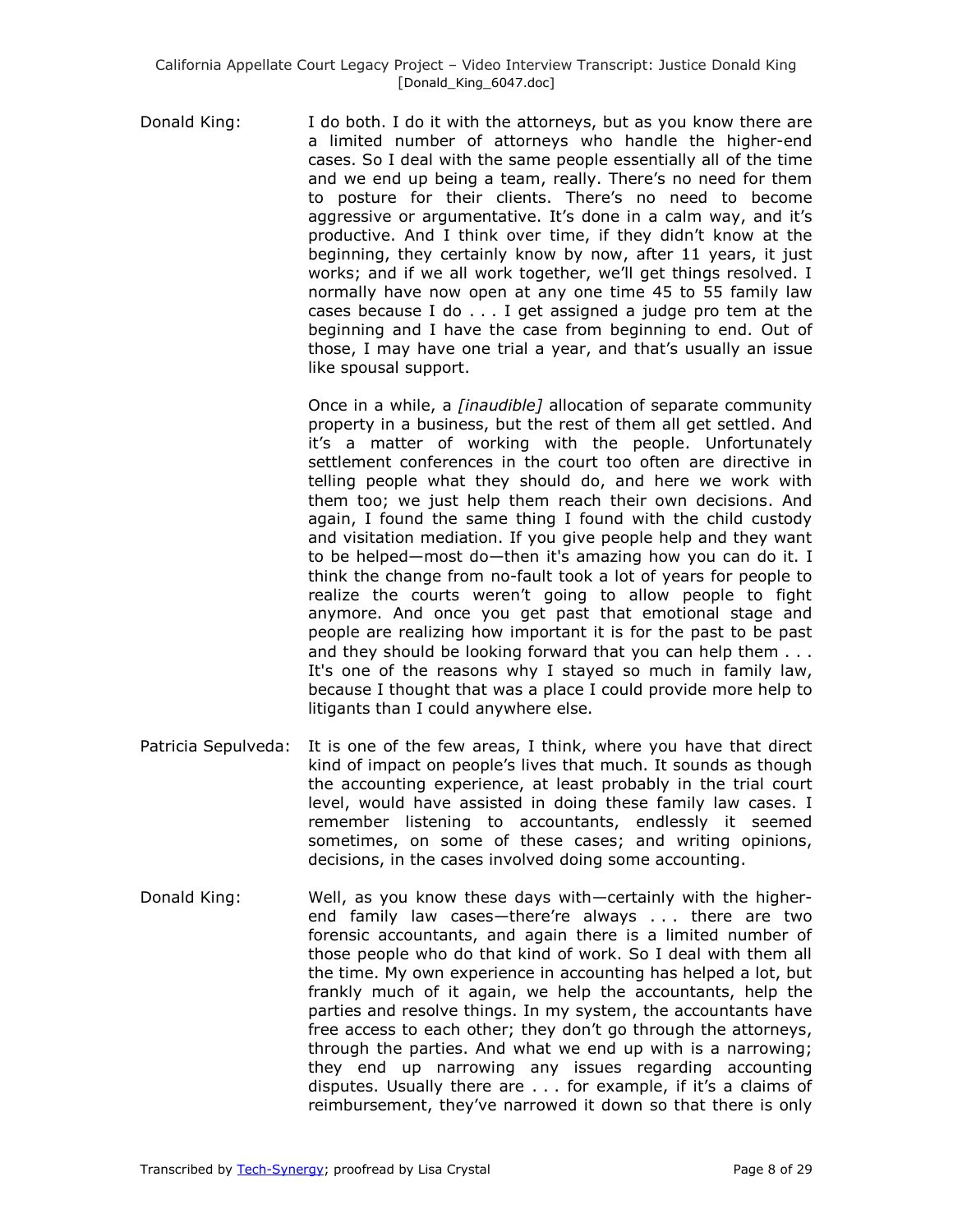Donald King: I do both. I do it with the attorneys, but as you know there are a limited number of attorneys who handle the higher-end cases. So I deal with the same people essentially all of the time and we end up being a team, really. There's no need for them to posture for their clients. There's no need to become aggressive or argumentative. It's done in a calm way, and it's productive. And I think over time, if they didn't know at the beginning, they certainly know by now, after 11 years, it just works; and if we all work together, we'll get things resolved. I normally have now open at any one time 45 to 55 family law cases because I do . . . I get assigned a judge pro tem at the beginning and I have the case from beginning to end. Out of those, I may have one trial a year, and that's usually an issue like spousal support.

Once in a while, a *[inaudible]* allocation of separate community property in a business, but the rest of them all get settled. And it's a matter of working with the people. Unfortunately settlement conferences in the court too often are directive in telling people what they should do, and here we work with them too; we just help them reach their own decisions. And again, I found the same thing I found with the child custody and visitation mediation. If you give people help and they want to be helped—most do—then it's amazing how you can do it. I think the change from no-fault took a lot of years for people to realize the courts weren't going to allow people to fight anymore. And once you get past that emotional stage and people are realizing how important it is for the past to be past and they should be looking forward that you can help them . . . It's one of the reasons why I stayed so much in family law, because I thought that was a place I could provide more help to litigants than I could anywhere else.

Patricia Sepulveda: It is one of the few areas, I think, where you have that direct kind of impact on people's lives that much. It sounds as though the accounting experience, at least probably in the trial court level, would have assisted in doing these family law cases. I remember listening to accountants, endlessly it seemed sometimes, on some of these cases; and writing opinions, decisions, in the cases involved doing some accounting.

Donald King: Well, as you know these days with—certainly with the higher-end family law cases—there're always . . . there are two forensic accountants, and again there is a limited number of those people who do that kind of work. So I deal with them all the time. My own experience in accounting has helped a lot, but frankly much of it again, we help the accountants, help the parties and resolve things. In my system, the accountants have free access to each other; they don't go through the attorneys, through the parties. And what we end up with is a narrowing; they end up narrowing any issues regarding accounting disputes. Usually there are . . . for example, if it's a claims of reimbursement, they've narrowed it down so that there is only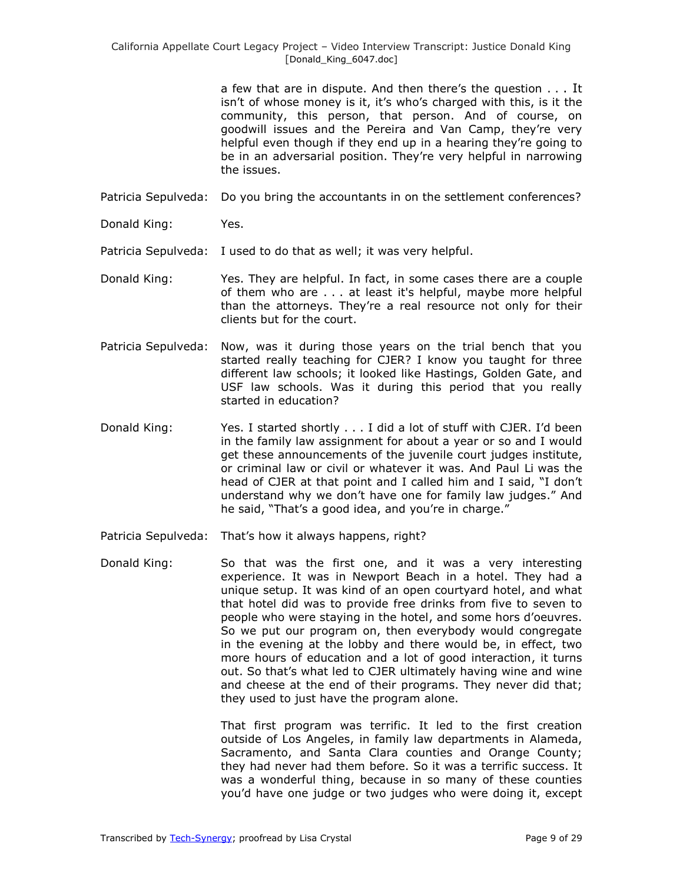a few that are in dispute. And then there's the question . . . It isn't of whose money is it, it's who's charged with this, is it the community, this person, that person. And of course, on goodwill issues and the Pereira and Van Camp, they're very helpful even though if they end up in a hearing they're going to be in an adversarial position. They're very helpful in narrowing the issues.

Patricia Sepulveda: Do you bring the accountants in on the settlement conferences?

Donald King: Yes.

Patricia Sepulveda: I used to do that as well; it was very helpful.

Donald King: Yes. They are helpful. In fact, in some cases there are a couple of them who are . . . at least it's helpful, maybe more helpful than the attorneys. They're a real resource not only for their clients but for the court.

Patricia Sepulveda: Now, was it during those years on the trial bench that you started really teaching for CJER? I know you taught for three different law schools; it looked like Hastings, Golden Gate, and USF law schools. Was it during this period that you really started in education?

Donald King: Yes. I started shortly . . . I did a lot of stuff with CJER. I'd been in the family law assignment for about a year or so and I would get these announcements of the juvenile court judges institute, or criminal law or civil or whatever it was. And Paul Li was the head of CJER at that point and I called him and I said, "I don't understand why we don't have one for family law judges." And he said, "That's a good idea, and you're in charge."

Patricia Sepulveda: That's how it always happens, right?

Donald King: So that was the first one, and it was a very interesting experience. It was in Newport Beach in a hotel. They had a unique setup. It was kind of an open courtyard hotel, and what that hotel did was to provide free drinks from five to seven to people who were staying in the hotel, and some hors d'oeuvres. So we put our program on, then everybody would congregate in the evening at the lobby and there would be, in effect, two more hours of education and a lot of good interaction, it turns out. So that's what led to CJER ultimately having wine and wine and cheese at the end of their programs. They never did that; they used to just have the program alone.

That first program was terrific. It led to the first creation outside of Los Angeles, in family law departments in Alameda, Sacramento, and Santa Clara counties and Orange County; they had never had them before. So it was a terrific success. It was a wonderful thing, because in so many of these counties you'd have one judge or two judges who were doing it, except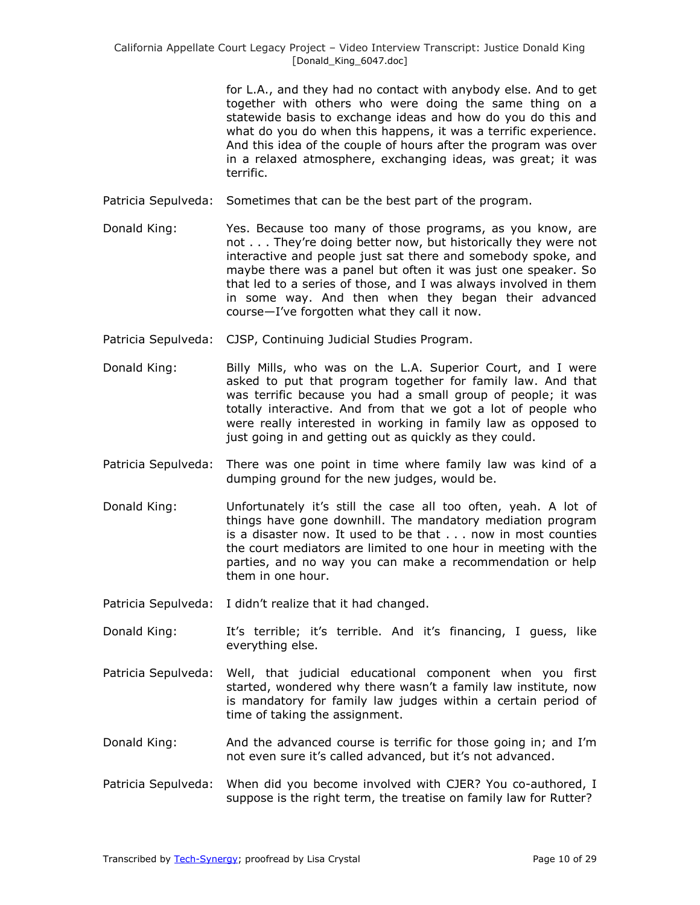for L.A., and they had no contact with anybody else. And to get together with others who were doing the same thing on a statewide basis to exchange ideas and how do you do this and what do you do when this happens, it was a terrific experience. And this idea of the couple of hours after the program was over in a relaxed atmosphere, exchanging ideas, was great; it was terrific.

Patricia Sepulveda: Sometimes that can be the best part of the program.

Donald King: Yes. Because too many of those programs, as you know, are not . . . They're doing better now, but historically they were not interactive and people just sat there and somebody spoke, and maybe there was a panel but often it was just one speaker. So that led to a series of those, and I was always involved in them in some way. And then when they began their advanced course—I've forgotten what they call it now.

Patricia Sepulveda: CJSP, Continuing Judicial Studies Program.

Donald King: Billy Mills, who was on the L.A. Superior Court, and I were asked to put that program together for family law. And that was terrific because you had a small group of people; it was totally interactive. And from that we got a lot of people who were really interested in working in family law as opposed to just going in and getting out as quickly as they could.

Patricia Sepulveda: There was one point in time where family law was kind of a dumping ground for the new judges, would be.

Donald King: Unfortunately it's still the case all too often, yeah. A lot of things have gone downhill. The mandatory mediation program is a disaster now. It used to be that . . . now in most counties the court mediators are limited to one hour in meeting with the parties, and no way you can make a recommendation or help them in one hour.

Patricia Sepulveda: I didn't realize that it had changed.

Donald King: It's terrible; it's terrible. And it's financing, I guess, like everything else.

Patricia Sepulveda: Well, that judicial educational component when you first started, wondered why there wasn't a family law institute, now is mandatory for family law judges within a certain period of time of taking the assignment.

Donald King: And the advanced course is terrific for those going in; and I'm not even sure it's called advanced, but it's not advanced.

Patricia Sepulveda: When did you become involved with CJER? You co-authored, I suppose is the right term, the treatise on family law for Rutter?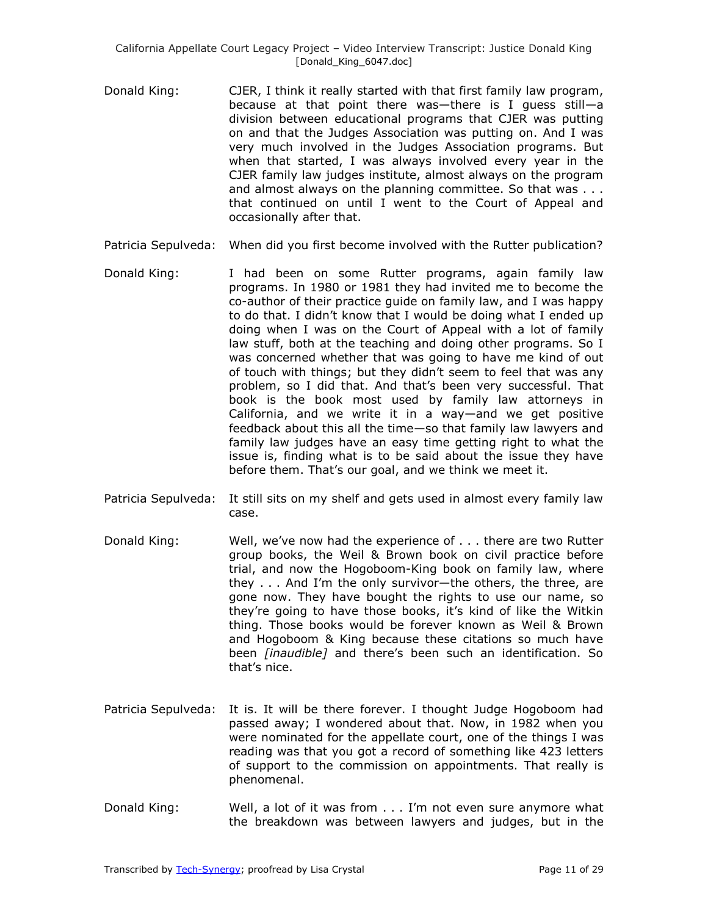Donald King: CJER, I think it really started with that first family law program, because at that point there was—there is I guess still—a division between educational programs that CJER was putting on and that the Judges Association was putting on. And I was very much involved in the Judges Association programs. But when that started, I was always involved every year in the CJER family law judges institute, almost always on the program and almost always on the planning committee. So that was . . . that continued on until I went to the Court of Appeal and occasionally after that.

Patricia Sepulveda: When did you first become involved with the Rutter publication?

Donald King: I had been on some Rutter programs, again family law programs. In 1980 or 1981 they had invited me to become the co-author of their practice guide on family law, and I was happy to do that. I didn't know that I would be doing what I ended up doing when I was on the Court of Appeal with a lot of family law stuff, both at the teaching and doing other programs. So I was concerned whether that was going to have me kind of out of touch with things; but they didn't seem to feel that was any problem, so I did that. And that's been very successful. That book is the book most used by family law attorneys in California, and we write it in a way—and we get positive feedback about this all the time—so that family law lawyers and family law judges have an easy time getting right to what the issue is, finding what is to be said about the issue they have before them. That's our goal, and we think we meet it.

Patricia Sepulveda: It still sits on my shelf and gets used in almost every family law case.

Donald King: Well, we've now had the experience of . . . there are two Rutter group books, the Weil & Brown book on civil practice before trial, and now the Hogoboom-King book on family law, where they . . . And I'm the only survivor—the others, the three, are gone now. They have bought the rights to use our name, so they're going to have those books, it's kind of like the Witkin thing. Those books would be forever known as Weil & Brown and Hogoboom & King because these citations so much have been *[inaudible]* and there's been such an identification. So that's nice.

Patricia Sepulveda: It is. It will be there forever. I thought Judge Hogoboom had passed away; I wondered about that. Now, in 1982 when you were nominated for the appellate court, one of the things I was reading was that you got a record of something like 423 letters of support to the commission on appointments. That really is phenomenal.

Donald King: Well, a lot of it was from . . . I'm not even sure anymore what the breakdown was between lawyers and judges, but in the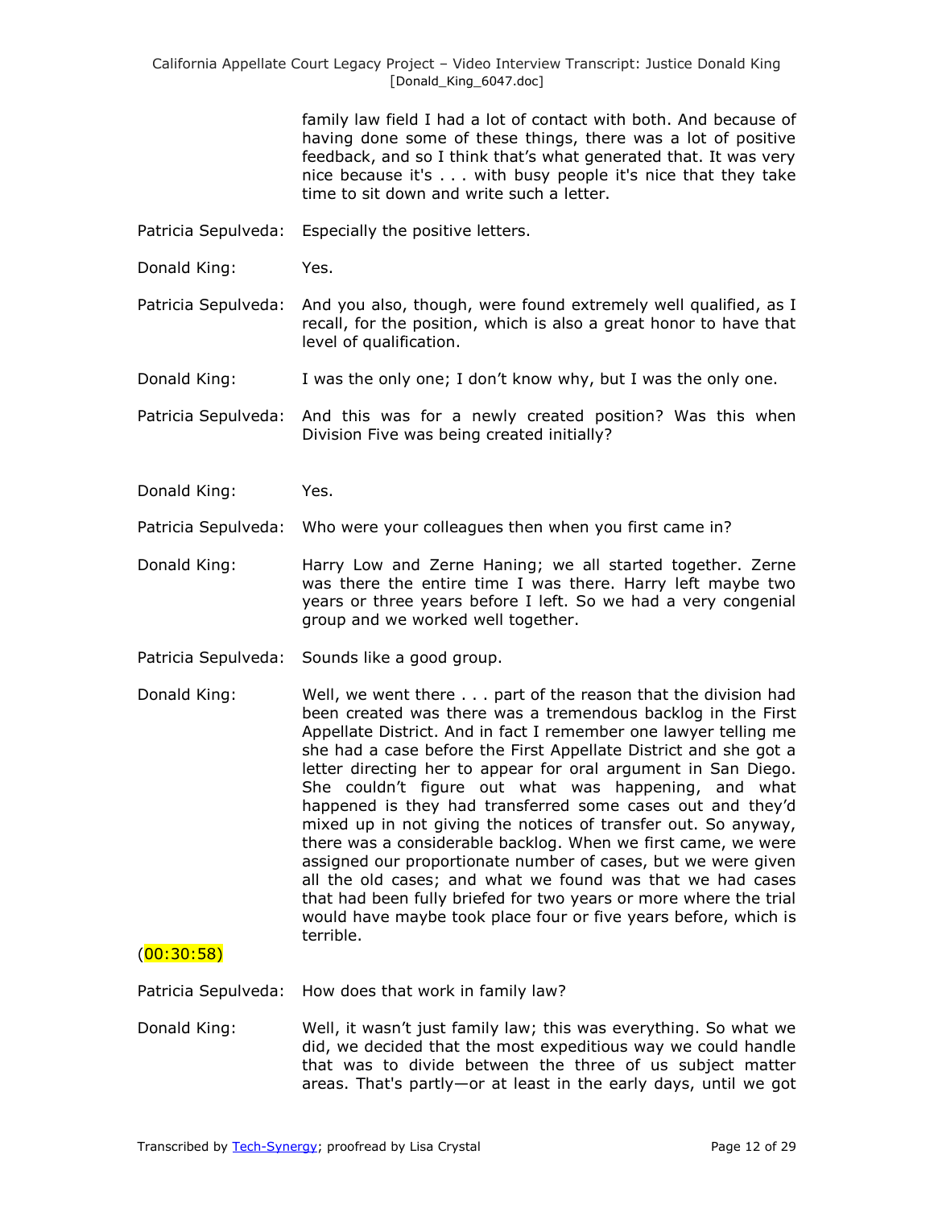family law field I had a lot of contact with both. And because of having done some of these things, there was a lot of positive feedback, and so I think that's what generated that. It was very nice because it's . . . with busy people it's nice that they take time to sit down and write such a letter.

Patricia Sepulveda: Especially the positive letters.

Donald King: Yes.

Patricia Sepulveda: And you also, though, were found extremely well qualified, as I recall, for the position, which is also a great honor to have that level of qualification.

Donald King: I was the only one; I don't know why, but I was the only one.

Patricia Sepulveda: And this was for a newly created position? Was this when Division Five was being created initially?

Donald King: Yes.

Patricia Sepulveda: Who were your colleagues then when you first came in?

Donald King: Harry Low and Zerne Haning; we all started together. Zerne was there the entire time I was there. Harry left maybe two years or three years before I left. So we had a very congenial group and we worked well together.

Patricia Sepulveda: Sounds like a good group.

Donald King: Well, we went there . . . part of the reason that the division had been created was there was a tremendous backlog in the First Appellate District. And in fact I remember one lawyer telling me she had a case before the First Appellate District and she got a letter directing her to appear for oral argument in San Diego. She couldn't figure out what was happening, and what happened is they had transferred some cases out and they'd mixed up in not giving the notices of transfer out. So anyway, there was a considerable backlog. When we first came, we were assigned our proportionate number of cases, but we were given all the old cases; and what we found was that we had cases that had been fully briefed for two years or more where the trial would have maybe took place four or five years before, which is terrible.

(00:30:58)

Patricia Sepulveda: How does that work in family law?

Donald King: Well, it wasn't just family law; this was everything. So what we did, we decided that the most expeditious way we could handle that was to divide between the three of us subject matter areas. That's partly—or at least in the early days, until we got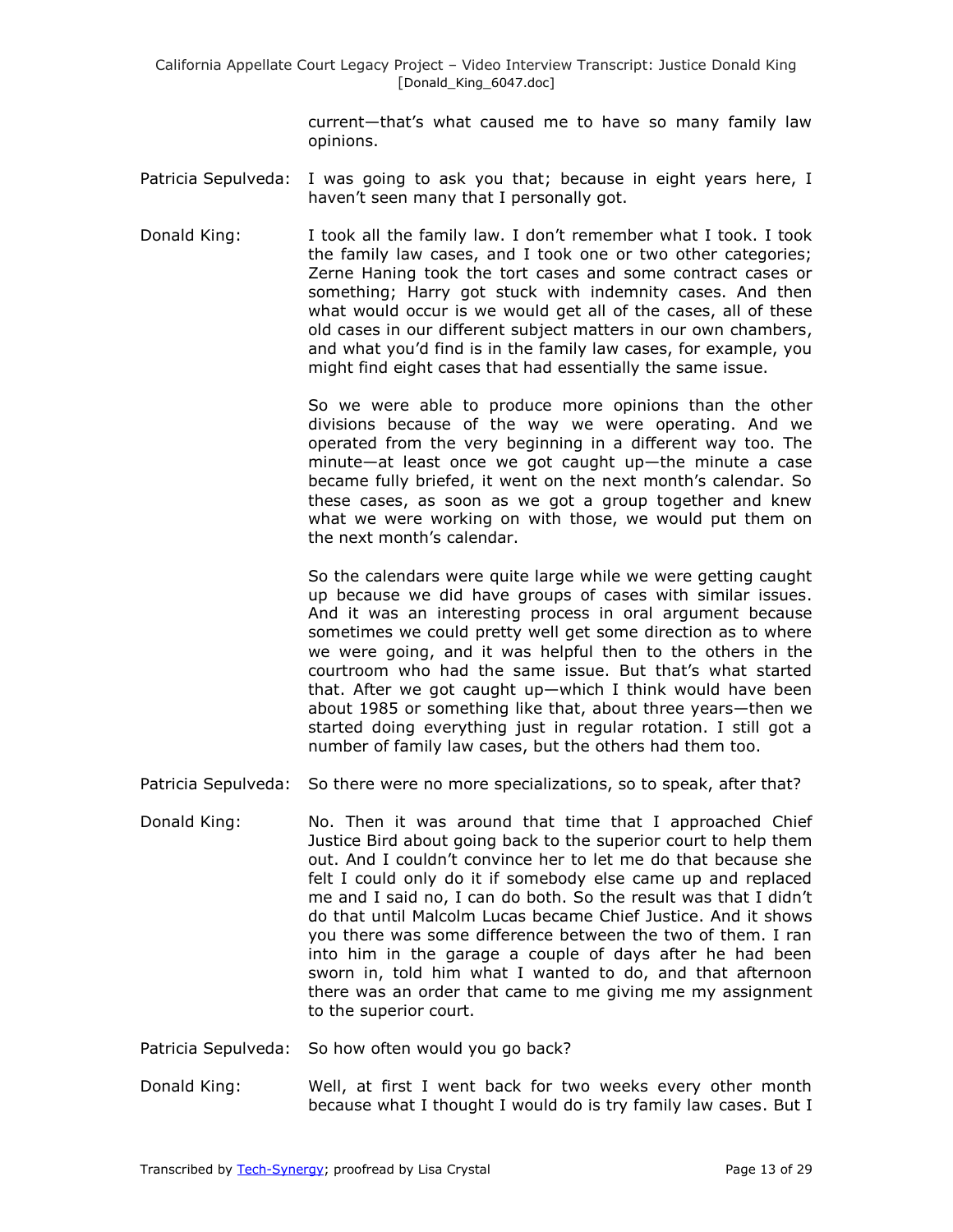current—that's what caused me to have so many family law opinions.

Patricia Sepulveda: I was going to ask you that; because in eight years here, I haven't seen many that I personally got.

Donald King: I took all the family law. I don't remember what I took. I took the family law cases, and I took one or two other categories; Zerne Haning took the tort cases and some contract cases or something; Harry got stuck with indemnity cases. And then what would occur is we would get all of the cases, all of these old cases in our different subject matters in our own chambers, and what you'd find is in the family law cases, for example, you might find eight cases that had essentially the same issue.

So we were able to produce more opinions than the other divisions because of the way we were operating. And we operated from the very beginning in a different way too. The minute—at least once we got caught up—the minute a case became fully briefed, it went on the next month's calendar. So these cases, as soon as we got a group together and knew what we were working on with those, we would put them on the next month's calendar.

So the calendars were quite large while we were getting caught up because we did have groups of cases with similar issues. And it was an interesting process in oral argument because sometimes we could pretty well get some direction as to where we were going, and it was helpful then to the others in the courtroom who had the same issue. But that's what started that. After we got caught up—which I think would have been about 1985 or something like that, about three years—then we started doing everything just in regular rotation. I still got a number of family law cases, but the others had them too.

Patricia Sepulveda: So there were no more specializations, so to speak, after that?

Donald King: No. Then it was around that time that I approached Chief Justice Bird about going back to the superior court to help them out. And I couldn't convince her to let me do that because she felt I could only do it if somebody else came up and replaced me and I said no, I can do both. So the result was that I didn't do that until Malcolm Lucas became Chief Justice. And it shows you there was some difference between the two of them. I ran into him in the garage a couple of days after he had been sworn in, told him what I wanted to do, and that afternoon there was an order that came to me giving me my assignment to the superior court.

Patricia Sepulveda: So how often would you go back?

Donald King: Well, at first I went back for two weeks every other month because what I thought I would do is try family law cases. But I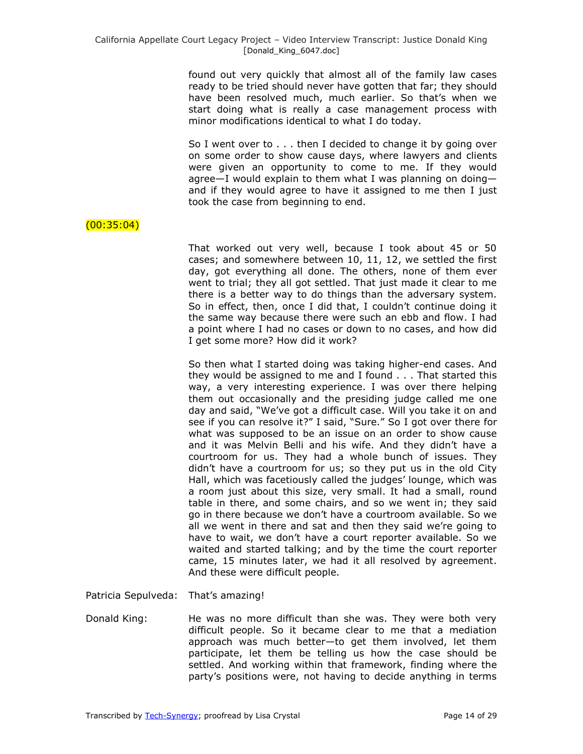found out very quickly that almost all of the family law cases ready to be tried should never have gotten that far; they should have been resolved much, much earlier. So that's when we start doing what is really a case management process with minor modifications identical to what I do today.

So I went over to . . . then I decided to change it by going over on some order to show cause days, where lawyers and clients were given an opportunity to come to me. If they would agree—I would explain to them what I was planning on doing—and if they would agree to have it assigned to me then I just took the case from beginning to end.

(00:35:04)

That worked out very well, because I took about 45 or 50 cases; and somewhere between 10, 11, 12, we settled the first day, got everything all done. The others, none of them ever went to trial; they all got settled. That just made it clear to me there is a better way to do things than the adversary system. So in effect, then, once I did that, I couldn't continue doing it the same way because there were such an ebb and flow. I had a point where I had no cases or down to no cases, and how did I get some more? How did it work?

So then what I started doing was taking higher-end cases. And they would be assigned to me and I found . . . That started this way, a very interesting experience. I was over there helping them out occasionally and the presiding judge called me one day and said, "We've got a difficult case. Will you take it on and see if you can resolve it?" I said, "Sure." So I got over there for what was supposed to be an issue on an order to show cause and it was Melvin Belli and his wife. And they didn't have a courtroom for us. They had a whole bunch of issues. They didn't have a courtroom for us; so they put us in the old City Hall, which was facetiously called the judges' lounge, which was a room just about this size, very small. It had a small, round table in there, and some chairs, and so we went in; they said go in there because we don't have a courtroom available. So we all we went in there and sat and then they said we're going to have to wait, we don't have a court reporter available. So we waited and started talking; and by the time the court reporter came, 15 minutes later, we had it all resolved by agreement. And these were difficult people.

Patricia Sepulveda: That's amazing!

Donald King: He was no more difficult than she was. They were both very difficult people. So it became clear to me that a mediation approach was much better—to get them involved, let them participate, let them be telling us how the case should be settled. And working within that framework, finding where the party's positions were, not having to decide anything in terms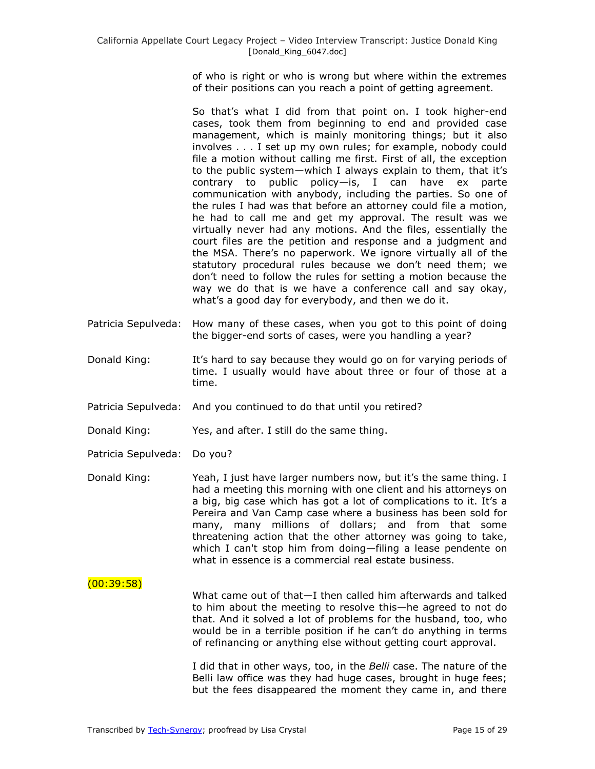of who is right or who is wrong but where within the extremes of their positions can you reach a point of getting agreement.

So that's what I did from that point on. I took higher-end cases, took them from beginning to end and provided case management, which is mainly monitoring things; but it also involves . . . I set up my own rules; for example, nobody could file a motion without calling me first. First of all, the exception to the public system—which I always explain to them, that it's contrary to public policy—is, I can have ex parte communication with anybody, including the parties. So one of the rules I had was that before an attorney could file a motion, he had to call me and get my approval. The result was we virtually never had any motions. And the files, essentially the court files are the petition and response and a judgment and the MSA. There's no paperwork. We ignore virtually all of the statutory procedural rules because we don't need them; we don't need to follow the rules for setting a motion because the way we do that is we have a conference call and say okay, what's a good day for everybody, and then we do it.

Patricia Sepulveda: How many of these cases, when you got to this point of doing the bigger-end sorts of cases, were you handling a year?

Donald King: It's hard to say because they would go on for varying periods of time. I usually would have about three or four of those at a time.

Patricia Sepulveda: And you continued to do that until you retired?

Donald King: Yes, and after. I still do the same thing.

Patricia Sepulveda: Do you?

Donald King: Yeah, I just have larger numbers now, but it's the same thing. I had a meeting this morning with one client and his attorneys on a big, big case which has got a lot of complications to it. It's a Pereira and Van Camp case where a business has been sold for many, many millions of dollars; and from that some threatening action that the other attorney was going to take, which I can't stop him from doing—filing a lease pendente on what in essence is a commercial real estate business.

(00:39:58)

What came out of that—I then called him afterwards and talked to him about the meeting to resolve this—he agreed to not do that. And it solved a lot of problems for the husband, too, who would be in a terrible position if he can't do anything in terms of refinancing or anything else without getting court approval.

I did that in other ways, too, in the *Belli* case. The nature of the Belli law office was they had huge cases, brought in huge fees; but the fees disappeared the moment they came in, and there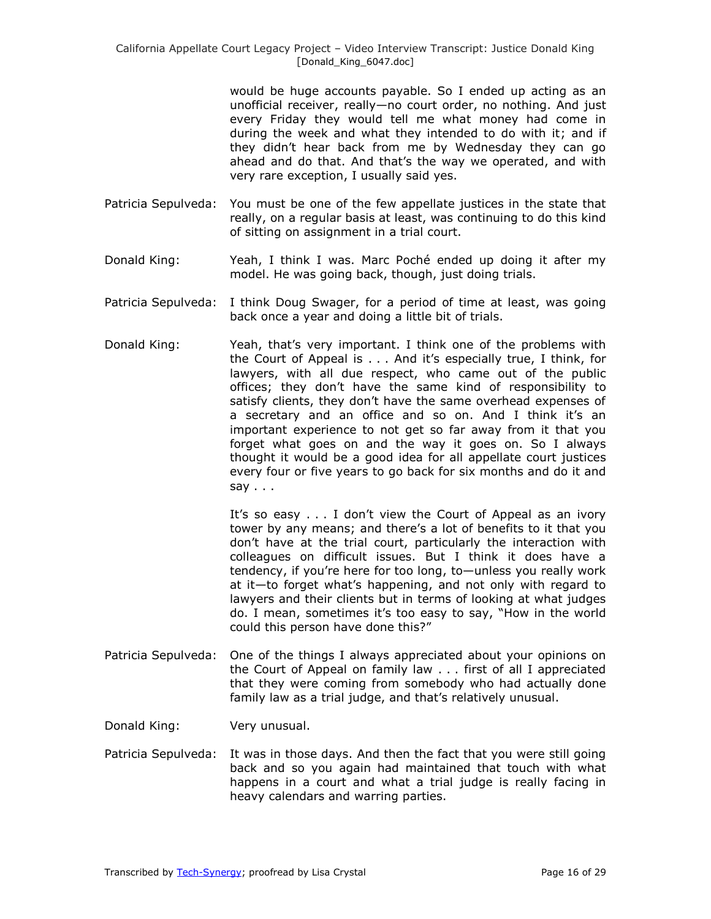would be huge accounts payable. So I ended up acting as an unofficial receiver, really—no court order, no nothing. And just every Friday they would tell me what money had come in during the week and what they intended to do with it; and if they didn't hear back from me by Wednesday they can go ahead and do that. And that's the way we operated, and with very rare exception, I usually said yes.

Patricia Sepulveda: You must be one of the few appellate justices in the state that really, on a regular basis at least, was continuing to do this kind of sitting on assignment in a trial court.

Donald King: Yeah, I think I was. Marc Poché ended up doing it after my model. He was going back, though, just doing trials.

Patricia Sepulveda: I think Doug Swager, for a period of time at least, was going back once a year and doing a little bit of trials.

Donald King: Yeah, that's very important. I think one of the problems with the Court of Appeal is . . . And it's especially true, I think, for lawyers, with all due respect, who came out of the public offices; they don't have the same kind of responsibility to satisfy clients, they don't have the same overhead expenses of a secretary and an office and so on. And I think it's an important experience to not get so far away from it that you forget what goes on and the way it goes on. So I always thought it would be a good idea for all appellate court justices every four or five years to go back for six months and do it and say . . .

It's so easy . . . I don't view the Court of Appeal as an ivory tower by any means; and there's a lot of benefits to it that you don't have at the trial court, particularly the interaction with colleagues on difficult issues. But I think it does have a tendency, if you're here for too long, to—unless you really work at it—to forget what's happening, and not only with regard to lawyers and their clients but in terms of looking at what judges do. I mean, sometimes it's too easy to say, "How in the world could this person have done this?"

Patricia Sepulveda: One of the things I always appreciated about your opinions on the Court of Appeal on family law . . . first of all I appreciated that they were coming from somebody who had actually done family law as a trial judge, and that's relatively unusual.

Donald King: Very unusual.

Patricia Sepulveda: It was in those days. And then the fact that you were still going back and so you again had maintained that touch with what happens in a court and what a trial judge is really facing in heavy calendars and warring parties.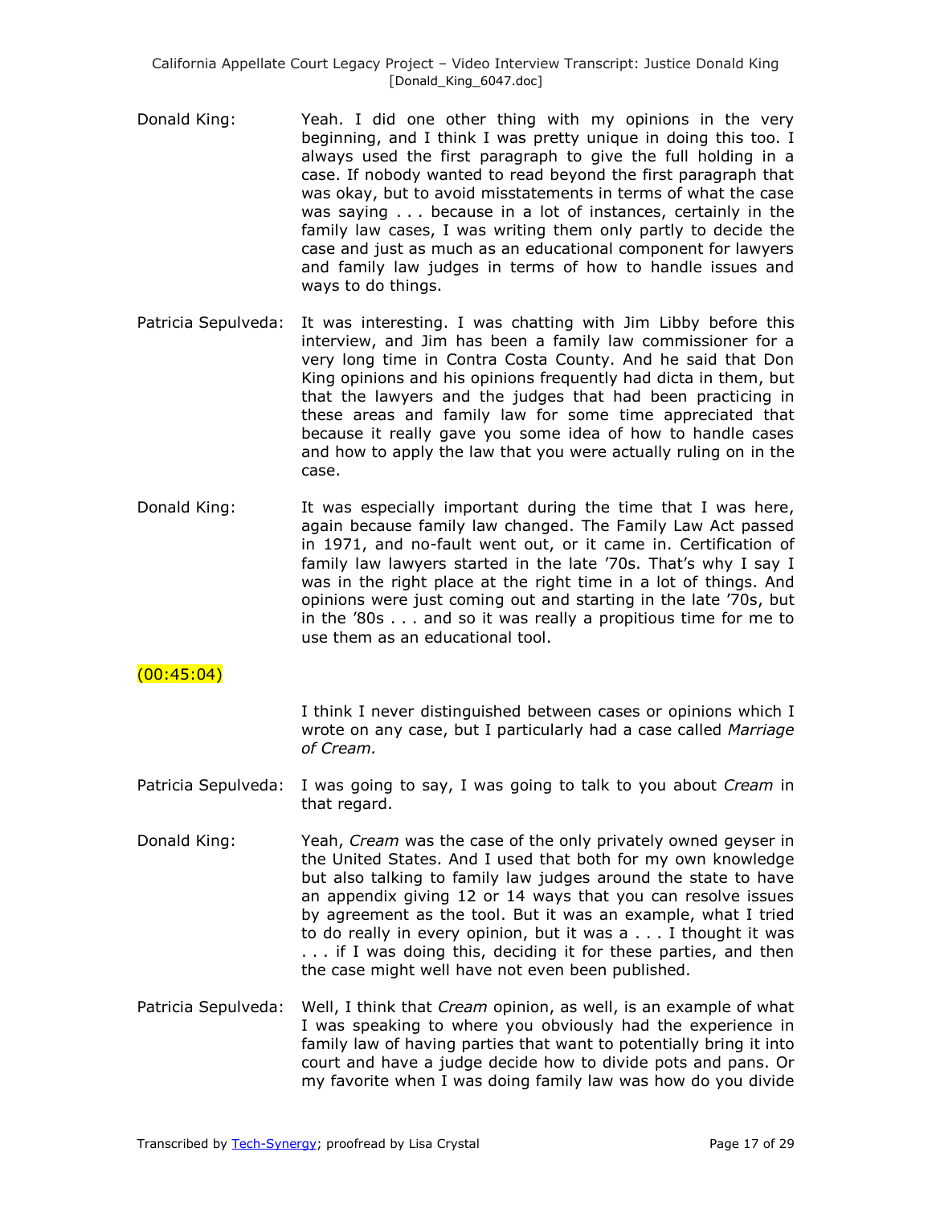Donald King: Yeah. I did one other thing with my opinions in the very beginning, and I think I was pretty unique in doing this too. I always used the first paragraph to give the full holding in a case. If nobody wanted to read beyond the first paragraph that was okay, but to avoid misstatements in terms of what the case was saying . . . because in a lot of instances, certainly in the family law cases, I was writing them only partly to decide the case and just as much as an educational component for lawyers and family law judges in terms of how to handle issues and ways to do things.

Patricia Sepulveda: It was interesting. I was chatting with Jim Libby before this interview, and Jim has been a family law commissioner for a very long time in Contra Costa County. And he said that Don King opinions and his opinions frequently had dicta in them, but that the lawyers and the judges that had been practicing in these areas and family law for some time appreciated that because it really gave you some idea of how to handle cases and how to apply the law that you were actually ruling on in the case.

Donald King: It was especially important during the time that I was here, again because family law changed. The Family Law Act passed in 1971, and no-fault went out, or it came in. Certification of family law lawyers started in the late '70s. That's why I say I was in the right place at the right time in a lot of things. And opinions were just coming out and starting in the late '70s, but in the '80s . . . and so it was really a propitious time for me to use them as an educational tool.

(00:45:04)

I think I never distinguished between cases or opinions which I wrote on any case, but I particularly had a case called *Marriage of Cream.*

Patricia Sepulveda: I was going to say, I was going to talk to you about *Cream* in that regard.

Donald King: Yeah, *Cream* was the case of the only privately owned geyser in the United States. And I used that both for my own knowledge but also talking to family law judges around the state to have an appendix giving 12 or 14 ways that you can resolve issues by agreement as the tool. But it was an example, what I tried to do really in every opinion, but it was a . . . I thought it was . . . if I was doing this, deciding it for these parties, and then the case might well have not even been published.

Patricia Sepulveda: Well, I think that *Cream* opinion, as well, is an example of what I was speaking to where you obviously had the experience in family law of having parties that want to potentially bring it into court and have a judge decide how to divide pots and pans. Or my favorite when I was doing family law was how do you divide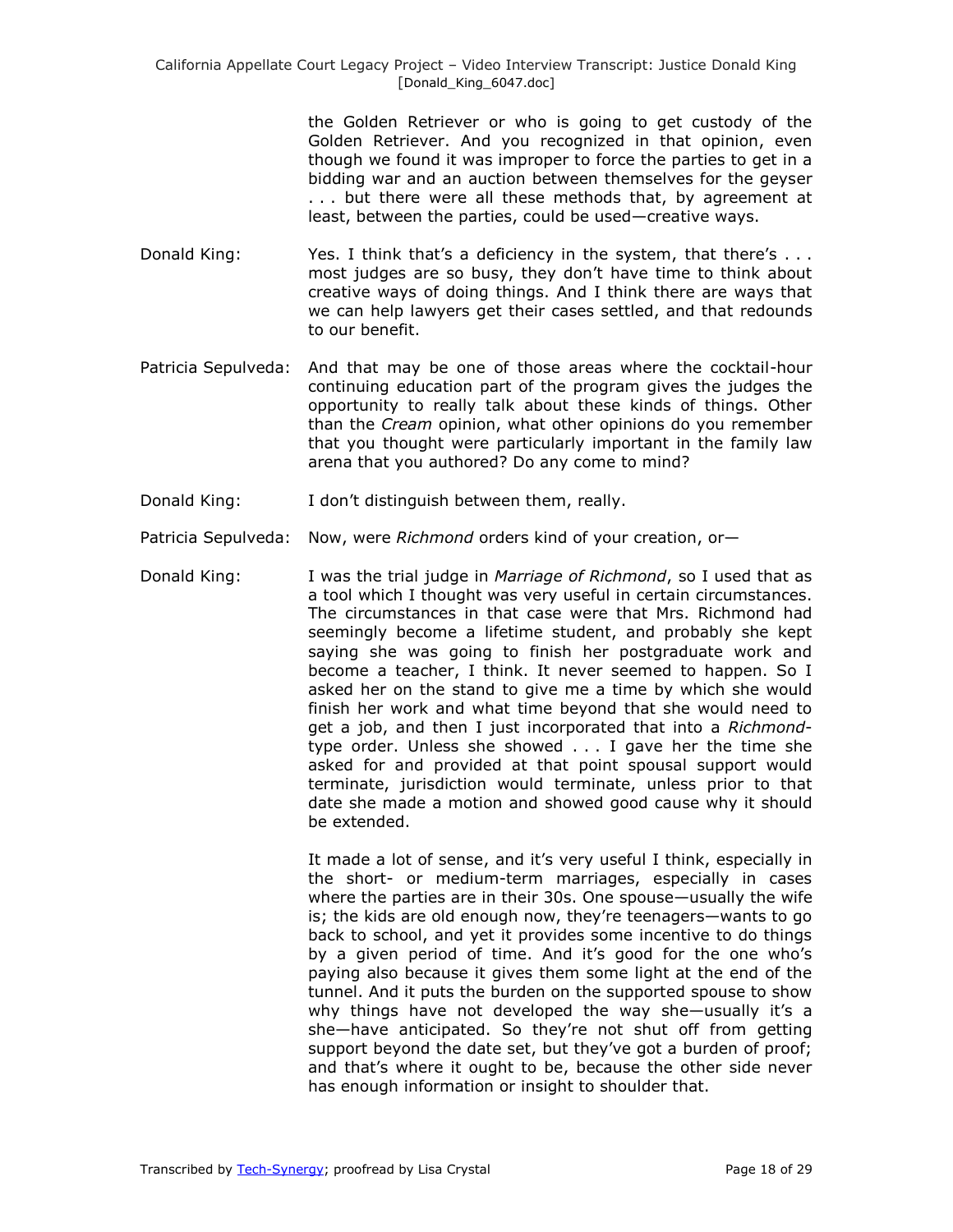the Golden Retriever or who is going to get custody of the Golden Retriever. And you recognized in that opinion, even though we found it was improper to force the parties to get in a bidding war and an auction between themselves for the geyser . . . but there were all these methods that, by agreement at least, between the parties, could be used—creative ways.

Donald King: Yes. I think that's a deficiency in the system, that there's . . . most judges are so busy, they don't have time to think about creative ways of doing things. And I think there are ways that we can help lawyers get their cases settled, and that redounds to our benefit.

Patricia Sepulveda: And that may be one of those areas where the cocktail-hour continuing education part of the program gives the judges the opportunity to really talk about these kinds of things. Other than the *Cream* opinion, what other opinions do you remember that you thought were particularly important in the family law arena that you authored? Do any come to mind?

Donald King: I don't distinguish between them, really.

Patricia Sepulveda: Now, were *Richmond* orders kind of your creation, or—

Donald King: I was the trial judge in *Marriage of Richmond*, so I used that as a tool which I thought was very useful in certain circumstances. The circumstances in that case were that Mrs. Richmond had seemingly become a lifetime student, and probably she kept saying she was going to finish her postgraduate work and become a teacher, I think. It never seemed to happen. So I asked her on the stand to give me a time by which she would finish her work and what time beyond that she would need to get a job, and then I just incorporated that into a *Richmond*-type order. Unless she showed . . . I gave her the time she asked for and provided at that point spousal support would terminate, jurisdiction would terminate, unless prior to that date she made a motion and showed good cause why it should be extended.

It made a lot of sense, and it's very useful I think, especially in the short- or medium-term marriages, especially in cases where the parties are in their 30s. One spouse—usually the wife is; the kids are old enough now, they're teenagers—wants to go back to school, and yet it provides some incentive to do things by a given period of time. And it's good for the one who's paying also because it gives them some light at the end of the tunnel. And it puts the burden on the supported spouse to show why things have not developed the way she—usually it's a she—have anticipated. So they're not shut off from getting support beyond the date set, but they've got a burden of proof; and that's where it ought to be, because the other side never has enough information or insight to shoulder that.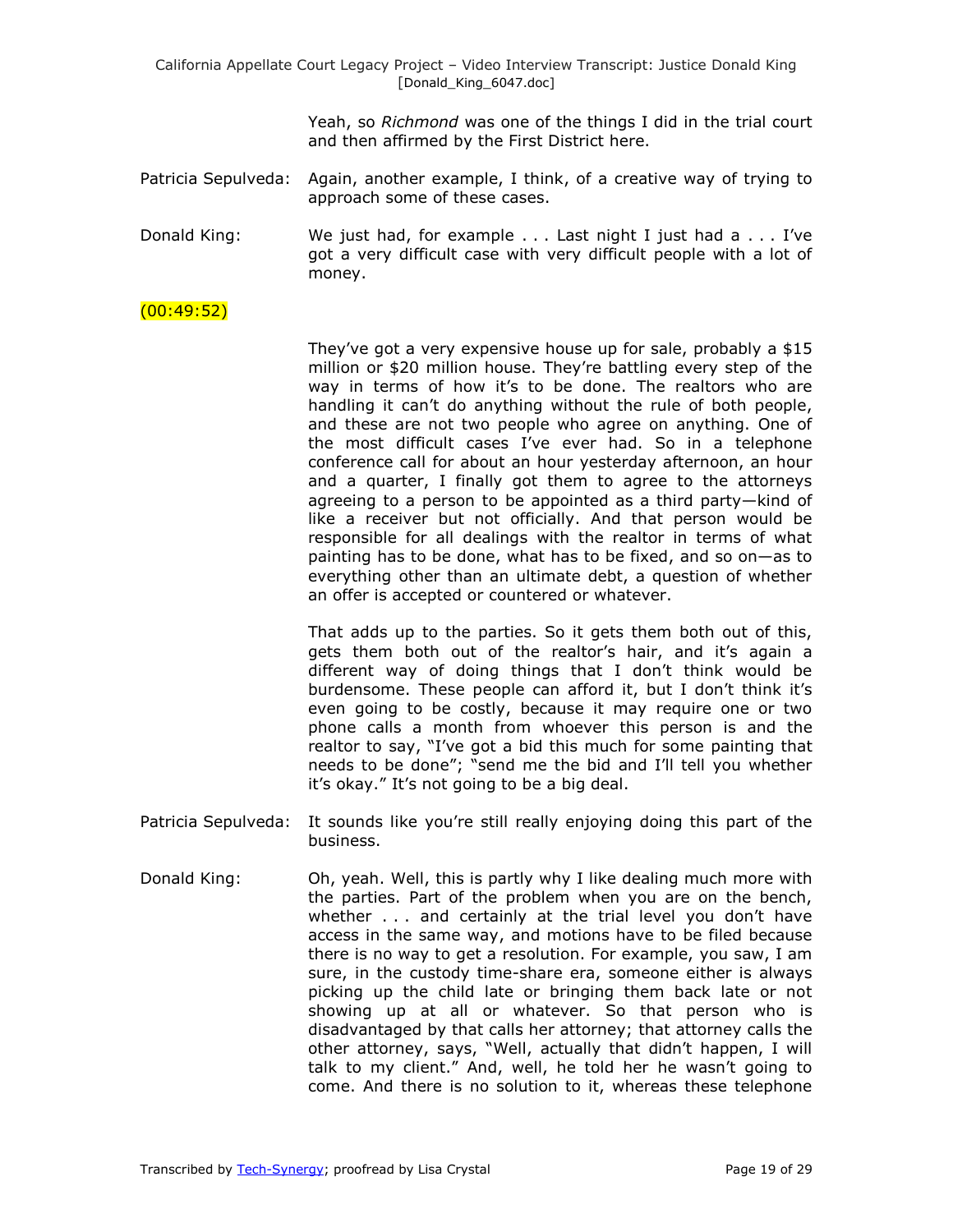Yeah, so *Richmond* was one of the things I did in the trial court and then affirmed by the First District here.

Patricia Sepulveda: Again, another example, I think, of a creative way of trying to approach some of these cases.

Donald King: We just had, for example . . . Last night I just had a . . . I've got a very difficult case with very difficult people with a lot of money.

(00:49:52)

They've got a very expensive house up for sale, probably a $15 million or $20 million house. They're battling every step of the way in terms of how it's to be done. The realtors who are handling it can't do anything without the rule of both people, and these are not two people who agree on anything. One of the most difficult cases I've ever had. So in a telephone conference call for about an hour yesterday afternoon, an hour and a quarter, I finally got them to agree to the attorneys agreeing to a person to be appointed as a third party—kind of like a receiver but not officially. And that person would be responsible for all dealings with the realtor in terms of what painting has to be done, what has to be fixed, and so on—as to everything other than an ultimate debt, a question of whether an offer is accepted or countered or whatever.

That adds up to the parties. So it gets them both out of this, gets them both out of the realtor's hair, and it's again a different way of doing things that I don't think would be burdensome. These people can afford it, but I don't think it's even going to be costly, because it may require one or two phone calls a month from whoever this person is and the realtor to say, "I've got a bid this much for some painting that needs to be done"; "send me the bid and I'll tell you whether it's okay." It's not going to be a big deal.

Patricia Sepulveda: It sounds like you're still really enjoying doing this part of the business.

Donald King: Oh, yeah. Well, this is partly why I like dealing much more with the parties. Part of the problem when you are on the bench, whether . . . and certainly at the trial level you don't have access in the same way, and motions have to be filed because there is no way to get a resolution. For example, you saw, I am sure, in the custody time-share era, someone either is always picking up the child late or bringing them back late or not showing up at all or whatever. So that person who is disadvantaged by that calls her attorney; that attorney calls the other attorney, says, "Well, actually that didn't happen, I will talk to my client." And, well, he told her he wasn't going to come. And there is no solution to it, whereas these telephone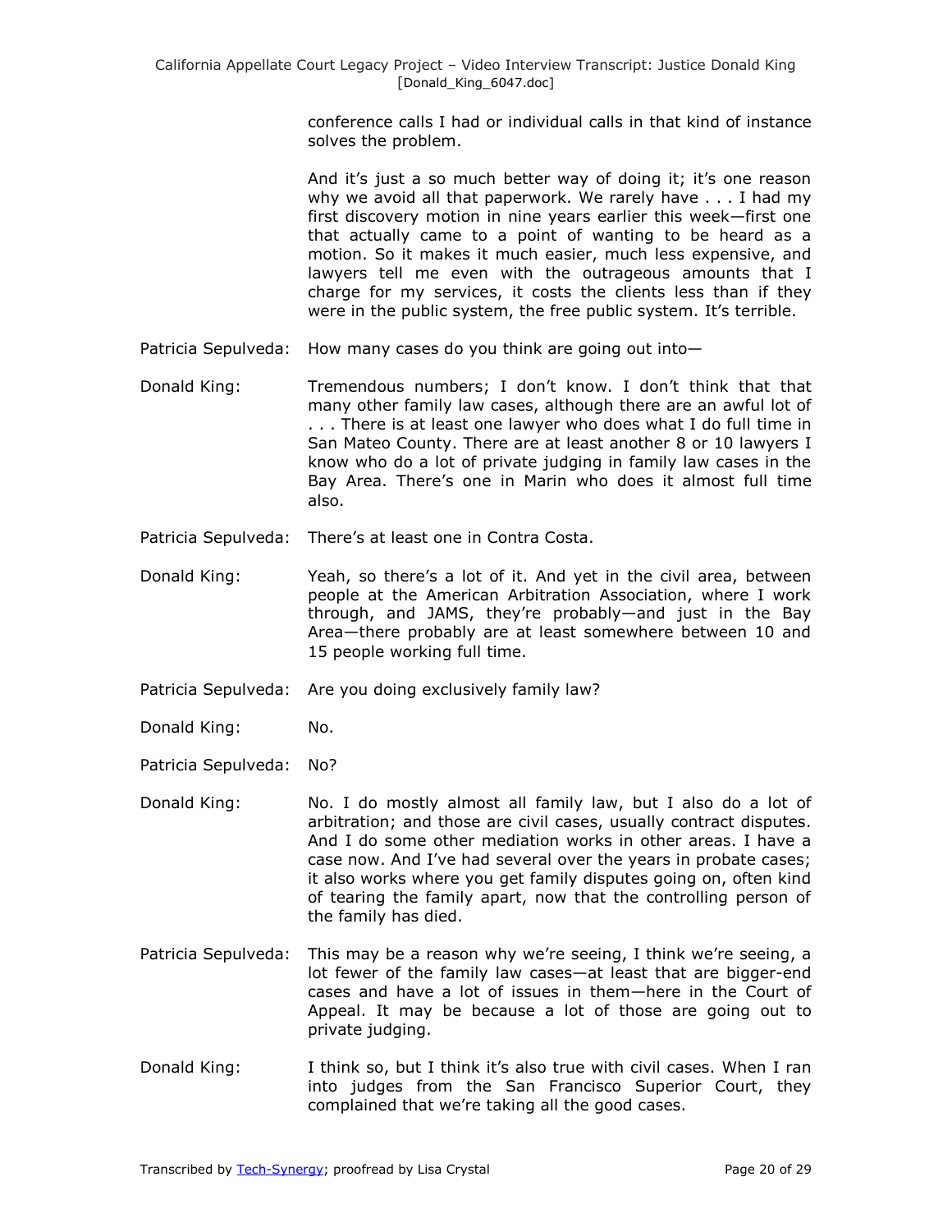conference calls I had or individual calls in that kind of instance solves the problem.

And it's just a so much better way of doing it; it's one reason why we avoid all that paperwork. We rarely have . . . I had my first discovery motion in nine years earlier this week—first one that actually came to a point of wanting to be heard as a motion. So it makes it much easier, much less expensive, and lawyers tell me even with the outrageous amounts that I charge for my services, it costs the clients less than if they were in the public system, the free public system. It's terrible.

Patricia Sepulveda: How many cases do you think are going out into—

Donald King: Tremendous numbers; I don't know. I don't think that that many other family law cases, although there are an awful lot of . . . There is at least one lawyer who does what I do full time in San Mateo County. There are at least another 8 or 10 lawyers I know who do a lot of private judging in family law cases in the Bay Area. There's one in Marin who does it almost full time also.

Patricia Sepulveda: There's at least one in Contra Costa.

Donald King: Yeah, so there's a lot of it. And yet in the civil area, between people at the American Arbitration Association, where I work through, and JAMS, they're probably—and just in the Bay Area—there probably are at least somewhere between 10 and 15 people working full time.

Patricia Sepulveda: Are you doing exclusively family law?

Donald King: No.

Patricia Sepulveda: No?

Donald King: No. I do mostly almost all family law, but I also do a lot of arbitration; and those are civil cases, usually contract disputes. And I do some other mediation works in other areas. I have a case now. And I've had several over the years in probate cases; it also works where you get family disputes going on, often kind of tearing the family apart, now that the controlling person of the family has died.

Patricia Sepulveda: This may be a reason why we're seeing, I think we're seeing, a lot fewer of the family law cases—at least that are bigger-end cases and have a lot of issues in them—here in the Court of Appeal. It may be because a lot of those are going out to private judging.

Donald King: I think so, but I think it's also true with civil cases. When I ran into judges from the San Francisco Superior Court, they complained that we're taking all the good cases.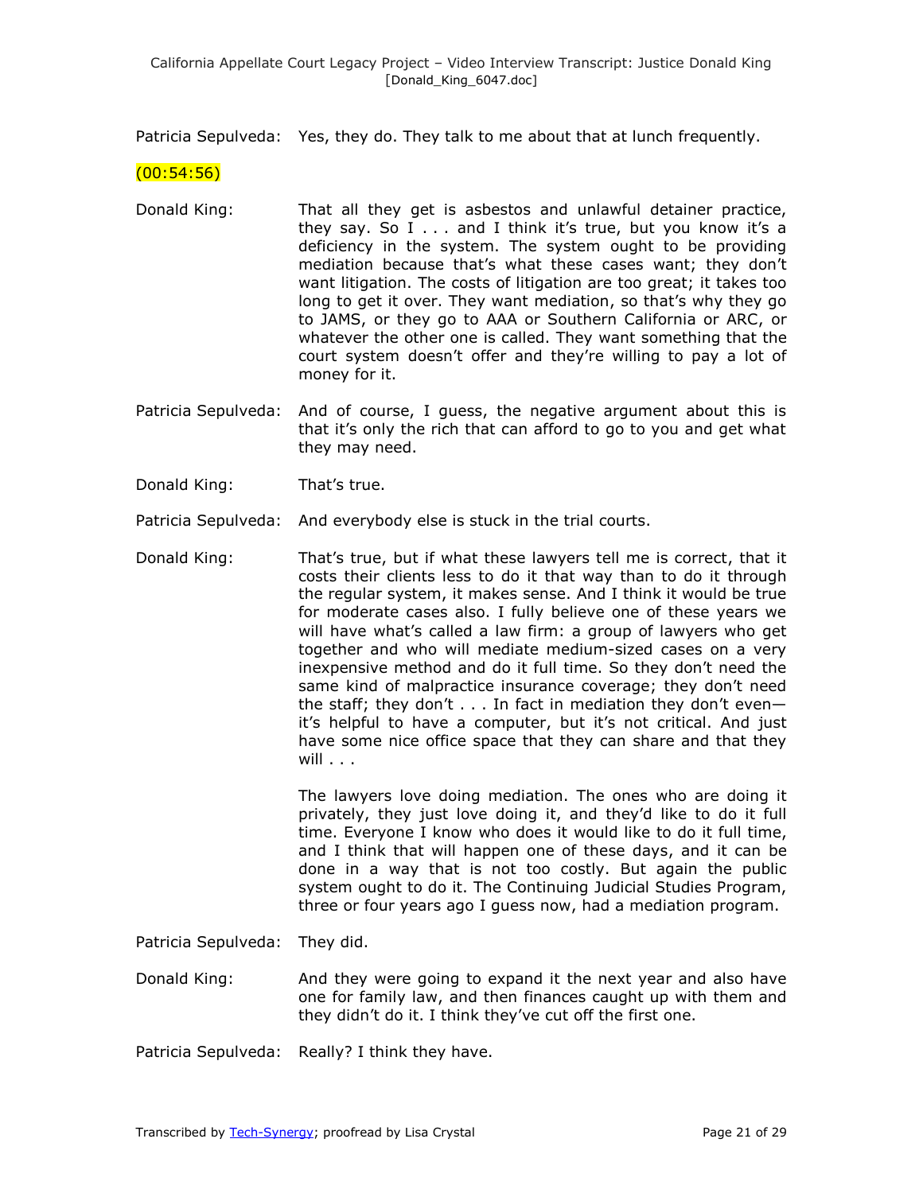Patricia Sepulveda: Yes, they do. They talk to me about that at lunch frequently.

(00:54:56)

Donald King: That all they get is asbestos and unlawful detainer practice, they say. So I . . . and I think it's true, but you know it's a deficiency in the system. The system ought to be providing mediation because that's what these cases want; they don't want litigation. The costs of litigation are too great; it takes too long to get it over. They want mediation, so that's why they go to JAMS, or they go to AAA or Southern California or ARC, or whatever the other one is called. They want something that the court system doesn't offer and they're willing to pay a lot of money for it.

Patricia Sepulveda: And of course, I guess, the negative argument about this is that it's only the rich that can afford to go to you and get what they may need.

Donald King: That's true.

Patricia Sepulveda: And everybody else is stuck in the trial courts.

Donald King: That's true, but if what these lawyers tell me is correct, that it costs their clients less to do it that way than to do it through the regular system, it makes sense. And I think it would be true for moderate cases also. I fully believe one of these years we will have what's called a law firm: a group of lawyers who get together and who will mediate medium-sized cases on a very inexpensive method and do it full time. So they don't need the same kind of malpractice insurance coverage; they don't need the staff; they don't . . . In fact in mediation they don't even—it's helpful to have a computer, but it's not critical. And just have some nice office space that they can share and that they will . . .

The lawyers love doing mediation. The ones who are doing it privately, they just love doing it, and they'd like to do it full time. Everyone I know who does it would like to do it full time, and I think that will happen one of these days, and it can be done in a way that is not too costly. But again the public system ought to do it. The Continuing Judicial Studies Program, three or four years ago I guess now, had a mediation program.

Patricia Sepulveda: They did.

Donald King: And they were going to expand it the next year and also have one for family law, and then finances caught up with them and they didn't do it. I think they've cut off the first one.

Patricia Sepulveda: Really? I think they have.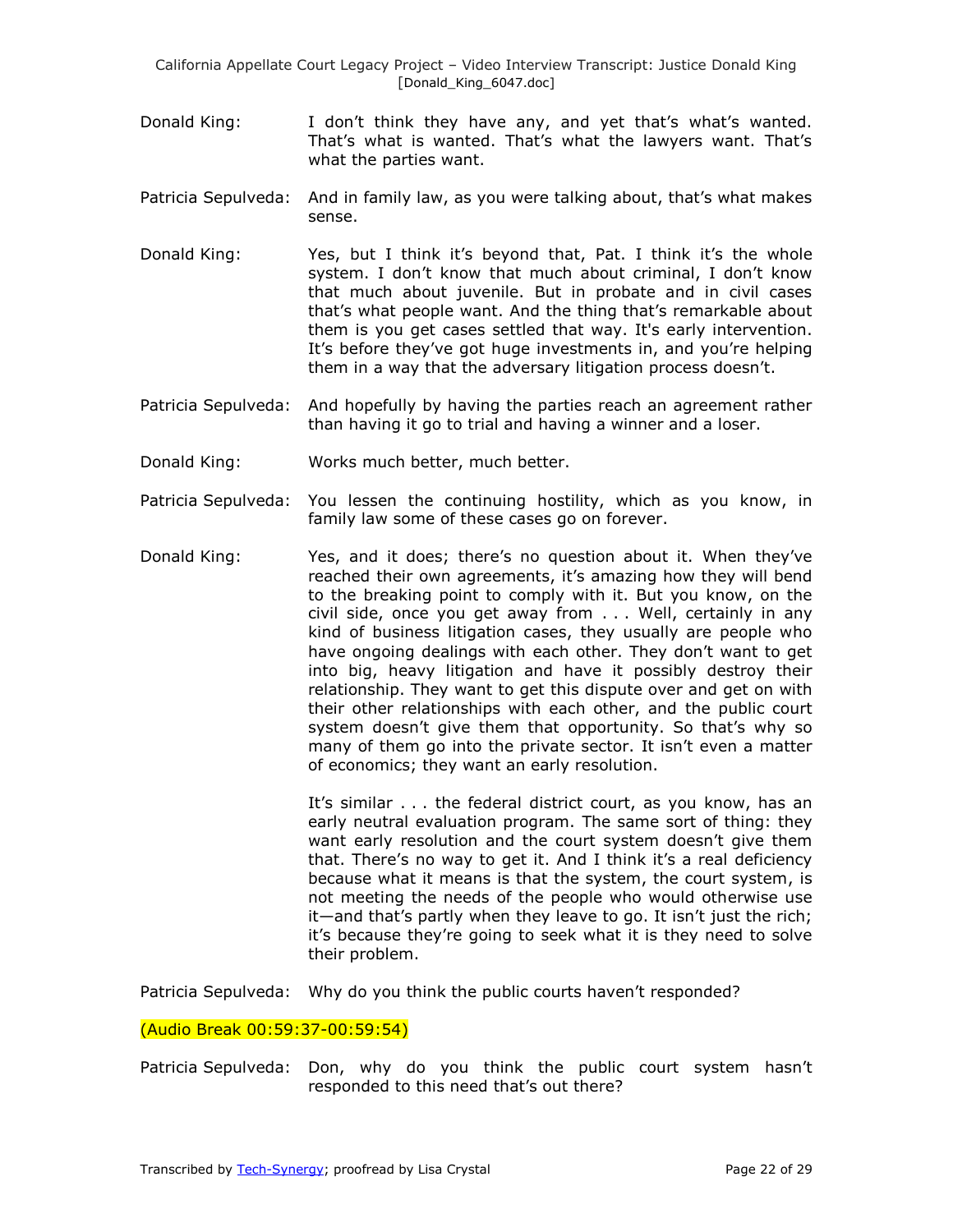Donald King: I don't think they have any, and yet that's what's wanted. That's what is wanted. That's what the lawyers want. That's what the parties want.

Patricia Sepulveda: And in family law, as you were talking about, that's what makes sense.

Donald King: Yes, but I think it's beyond that, Pat. I think it's the whole system. I don't know that much about criminal, I don't know that much about juvenile. But in probate and in civil cases that's what people want. And the thing that's remarkable about them is you get cases settled that way. It's early intervention. It's before they've got huge investments in, and you're helping them in a way that the adversary litigation process doesn't.

Patricia Sepulveda: And hopefully by having the parties reach an agreement rather than having it go to trial and having a winner and a loser.

Donald King: Works much better, much better.

Patricia Sepulveda: You lessen the continuing hostility, which as you know, in family law some of these cases go on forever.

Donald King: Yes, and it does; there's no question about it. When they've reached their own agreements, it's amazing how they will bend to the breaking point to comply with it. But you know, on the civil side, once you get away from . . . Well, certainly in any kind of business litigation cases, they usually are people who have ongoing dealings with each other. They don't want to get into big, heavy litigation and have it possibly destroy their relationship. They want to get this dispute over and get on with their other relationships with each other, and the public court system doesn't give them that opportunity. So that's why so many of them go into the private sector. It isn't even a matter of economics; they want an early resolution.

It's similar . . . the federal district court, as you know, has an early neutral evaluation program. The same sort of thing: they want early resolution and the court system doesn't give them that. There's no way to get it. And I think it's a real deficiency because what it means is that the system, the court system, is not meeting the needs of the people who would otherwise use it—and that's partly when they leave to go. It isn't just the rich; it's because they're going to seek what it is they need to solve their problem.

Patricia Sepulveda: Why do you think the public courts haven't responded?

(Audio Break 00:59:37-00:59:54)

Patricia Sepulveda: Don, why do you think the public court system hasn't responded to this need that's out there?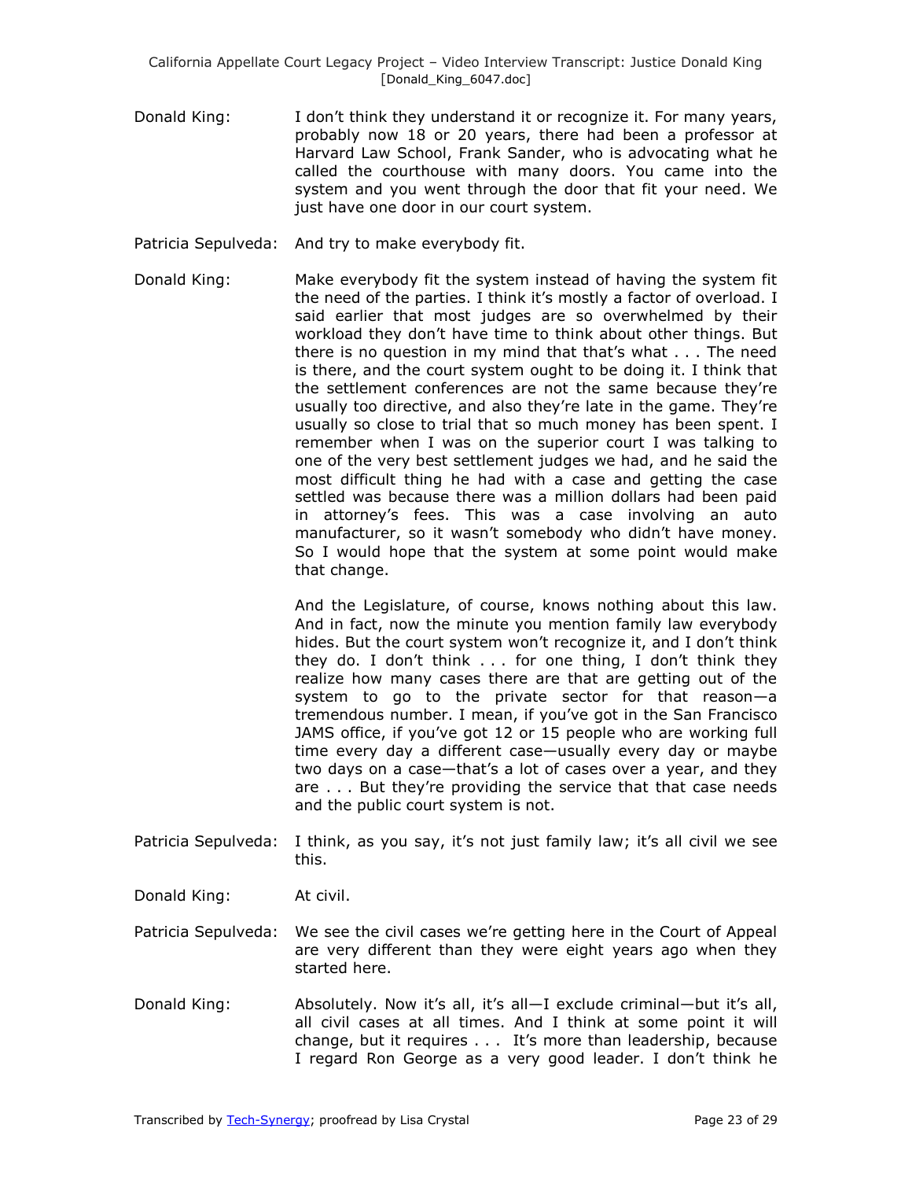Donald King: I don't think they understand it or recognize it. For many years, probably now 18 or 20 years, there had been a professor at Harvard Law School, Frank Sander, who is advocating what he called the courthouse with many doors. You came into the system and you went through the door that fit your need. We just have one door in our court system.

Patricia Sepulveda: And try to make everybody fit.

Donald King: Make everybody fit the system instead of having the system fit the need of the parties. I think it's mostly a factor of overload. I said earlier that most judges are so overwhelmed by their workload they don't have time to think about other things. But there is no question in my mind that that's what . . . The need is there, and the court system ought to be doing it. I think that the settlement conferences are not the same because they're usually too directive, and also they're late in the game. They're usually so close to trial that so much money has been spent. I remember when I was on the superior court I was talking to one of the very best settlement judges we had, and he said the most difficult thing he had with a case and getting the case settled was because there was a million dollars had been paid in attorney's fees. This was a case involving an auto manufacturer, so it wasn't somebody who didn't have money. So I would hope that the system at some point would make that change.

And the Legislature, of course, knows nothing about this law. And in fact, now the minute you mention family law everybody hides. But the court system won't recognize it, and I don't think they do. I don't think . . . for one thing, I don't think they realize how many cases there are that are getting out of the system to go to the private sector for that reason—a tremendous number. I mean, if you've got in the San Francisco JAMS office, if you've got 12 or 15 people who are working full time every day a different case—usually every day or maybe two days on a case—that's a lot of cases over a year, and they are . . . But they're providing the service that that case needs and the public court system is not.

Patricia Sepulveda: I think, as you say, it's not just family law; it's all civil we see this.

Donald King: At civil.

Patricia Sepulveda: We see the civil cases we're getting here in the Court of Appeal are very different than they were eight years ago when they started here.

Donald King: Absolutely. Now it's all, it's all—I exclude criminal—but it's all, all civil cases at all times. And I think at some point it will change, but it requires . . . It's more than leadership, because I regard Ron George as a very good leader. I don't think he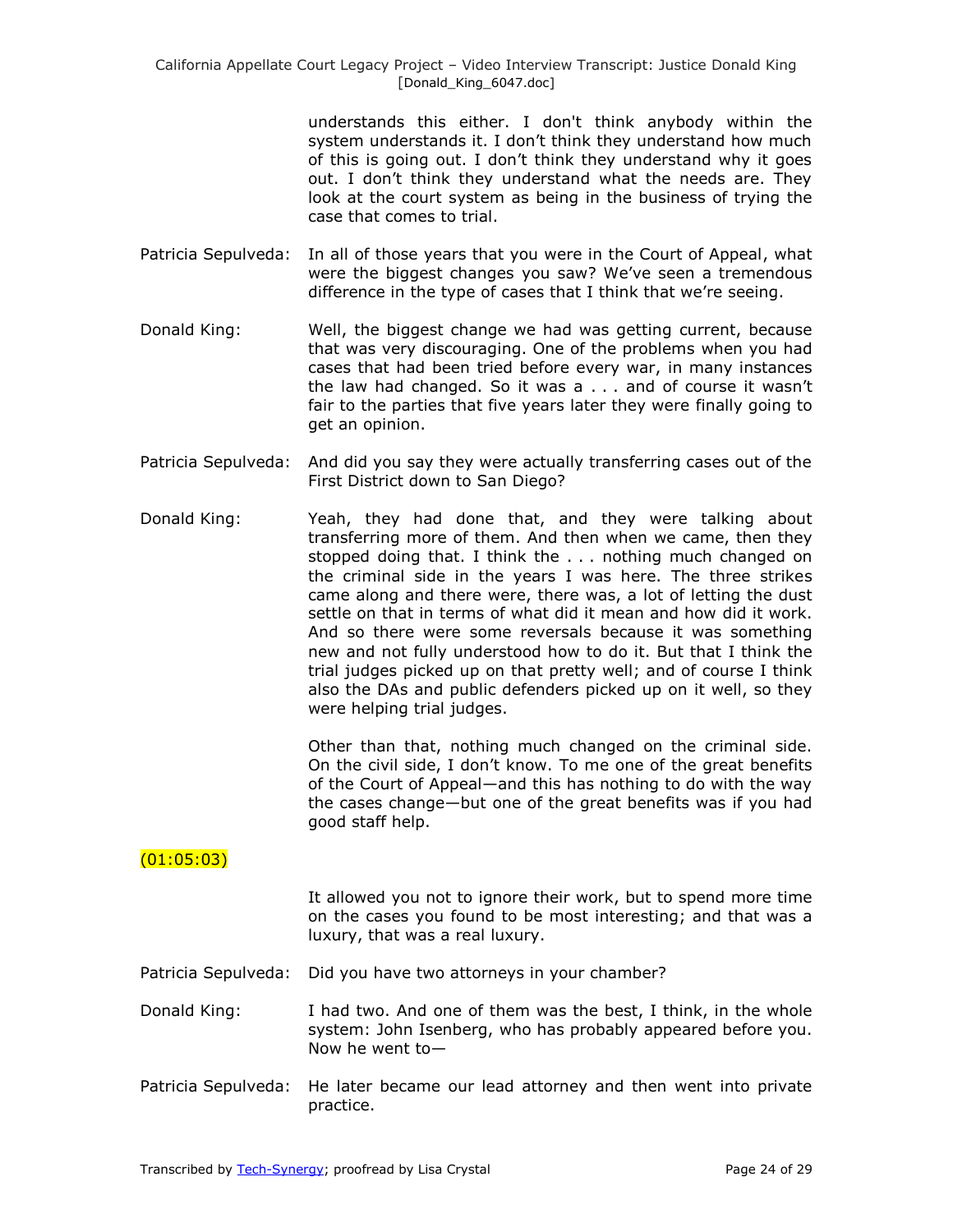understands this either. I don't think anybody within the system understands it. I don't think they understand how much of this is going out. I don't think they understand why it goes out. I don't think they understand what the needs are. They look at the court system as being in the business of trying the case that comes to trial.

Patricia Sepulveda: In all of those years that you were in the Court of Appeal, what were the biggest changes you saw? We've seen a tremendous difference in the type of cases that I think that we're seeing.

Donald King: Well, the biggest change we had was getting current, because that was very discouraging. One of the problems when you had cases that had been tried before every war, in many instances the law had changed. So it was a . . . and of course it wasn't fair to the parties that five years later they were finally going to get an opinion.

Patricia Sepulveda: And did you say they were actually transferring cases out of the First District down to San Diego?

Donald King: Yeah, they had done that, and they were talking about transferring more of them. And then when we came, then they stopped doing that. I think the . . . nothing much changed on the criminal side in the years I was here. The three strikes came along and there were, there was, a lot of letting the dust settle on that in terms of what did it mean and how did it work. And so there were some reversals because it was something new and not fully understood how to do it. But that I think the trial judges picked up on that pretty well; and of course I think also the DAs and public defenders picked up on it well, so they were helping trial judges.

Other than that, nothing much changed on the criminal side. On the civil side, I don't know. To me one of the great benefits of the Court of Appeal—and this has nothing to do with the way the cases change—but one of the great benefits was if you had good staff help.

(01:05:03)

It allowed you not to ignore their work, but to spend more time on the cases you found to be most interesting; and that was a luxury, that was a real luxury.

Patricia Sepulveda: Did you have two attorneys in your chamber?

Donald King: I had two. And one of them was the best, I think, in the whole system: John Isenberg, who has probably appeared before you. Now he went to—

Patricia Sepulveda: He later became our lead attorney and then went into private practice.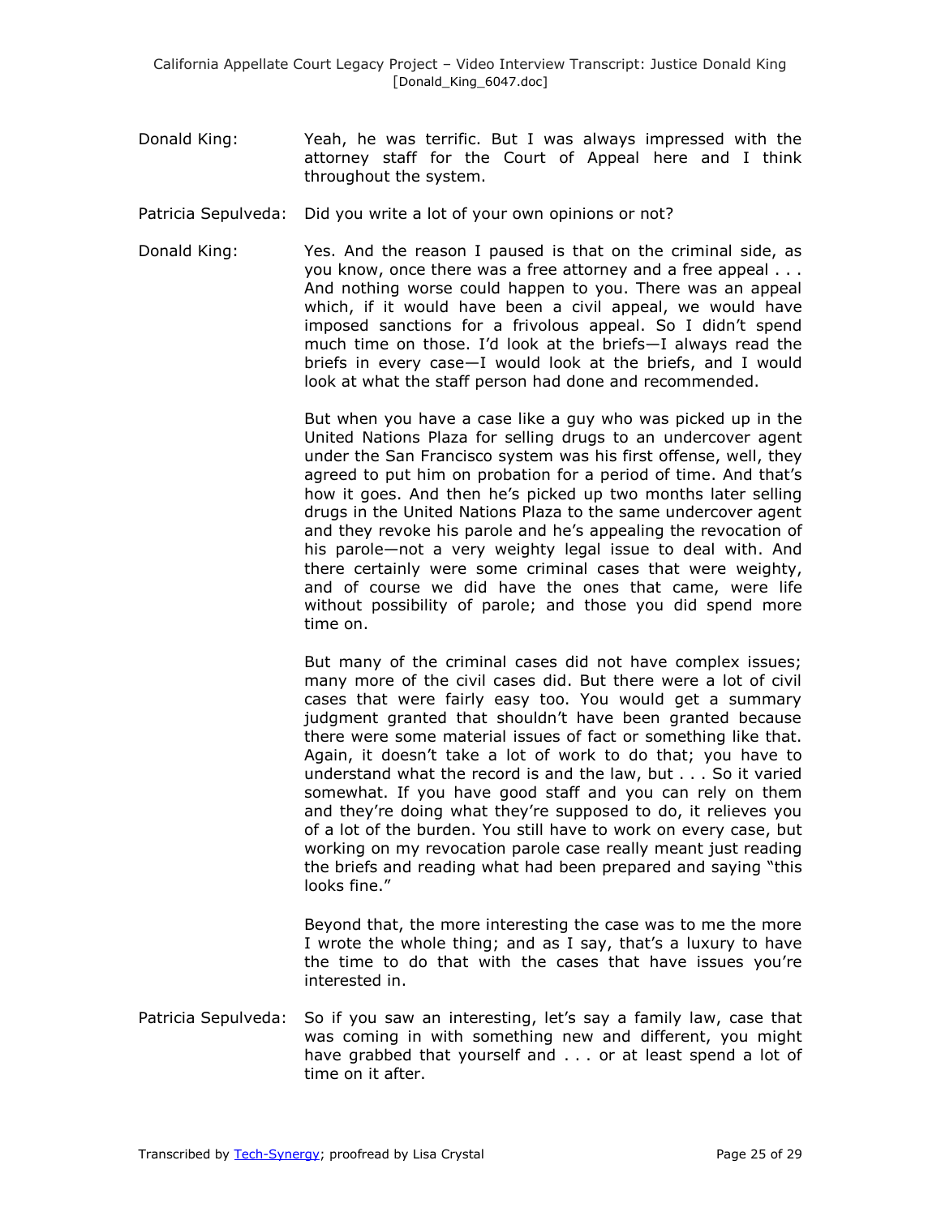Donald King: Yeah, he was terrific. But I was always impressed with the attorney staff for the Court of Appeal here and I think throughout the system.

Patricia Sepulveda: Did you write a lot of your own opinions or not?

Donald King: Yes. And the reason I paused is that on the criminal side, as you know, once there was a free attorney and a free appeal . . . And nothing worse could happen to you. There was an appeal which, if it would have been a civil appeal, we would have imposed sanctions for a frivolous appeal. So I didn't spend much time on those. I'd look at the briefs—I always read the briefs in every case—I would look at the briefs, and I would look at what the staff person had done and recommended.

But when you have a case like a guy who was picked up in the United Nations Plaza for selling drugs to an undercover agent under the San Francisco system was his first offense, well, they agreed to put him on probation for a period of time. And that's how it goes. And then he's picked up two months later selling drugs in the United Nations Plaza to the same undercover agent and they revoke his parole and he's appealing the revocation of his parole—not a very weighty legal issue to deal with. And there certainly were some criminal cases that were weighty, and of course we did have the ones that came, were life without possibility of parole; and those you did spend more time on.

But many of the criminal cases did not have complex issues; many more of the civil cases did. But there were a lot of civil cases that were fairly easy too. You would get a summary judgment granted that shouldn't have been granted because there were some material issues of fact or something like that. Again, it doesn't take a lot of work to do that; you have to understand what the record is and the law, but . . . So it varied somewhat. If you have good staff and you can rely on them and they're doing what they're supposed to do, it relieves you of a lot of the burden. You still have to work on every case, but working on my revocation parole case really meant just reading the briefs and reading what had been prepared and saying "this looks fine."

Beyond that, the more interesting the case was to me the more I wrote the whole thing; and as I say, that's a luxury to have the time to do that with the cases that have issues you're interested in.

Patricia Sepulveda: So if you saw an interesting, let's say a family law, case that was coming in with something new and different, you might have grabbed that yourself and . . . or at least spend a lot of time on it after.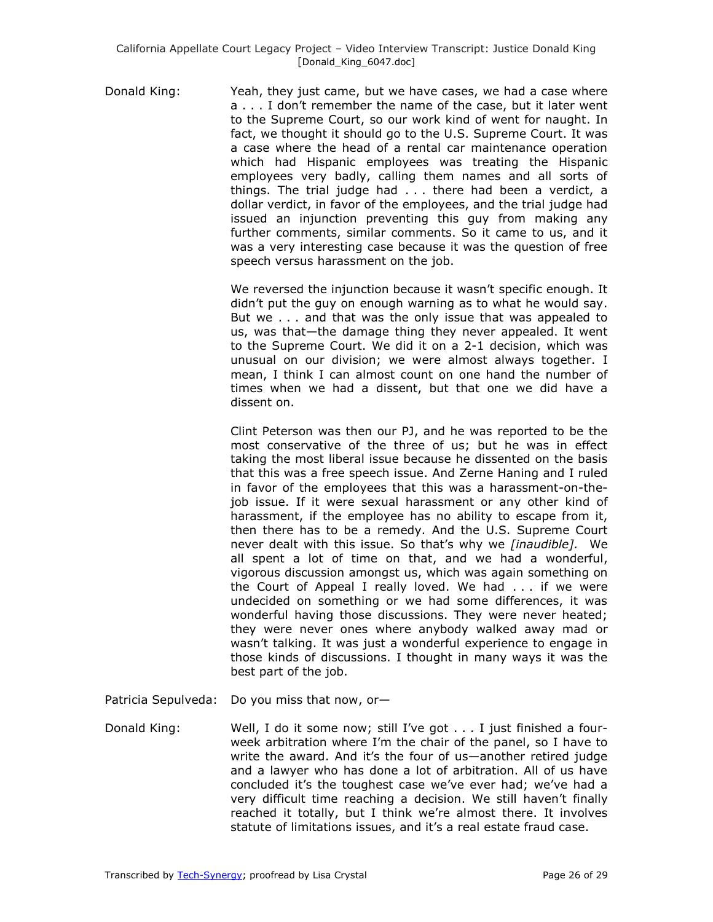**Donald King:** Yeah, they just came, but we have cases, we had a case where a . . . I don't remember the name of the case, but it later went to the Supreme Court, so our work kind of went for naught. In fact, we thought it should go to the U.S. Supreme Court. It was a case where the head of a rental car maintenance operation which had Hispanic employees was treating the Hispanic employees very badly, calling them names and all sorts of things. The trial judge had . . . there had been a verdict, a dollar verdict, in favor of the employees, and the trial judge had issued an injunction preventing this guy from making any further comments, similar comments. So it came to us, and it was a very interesting case because it was the question of free speech versus harassment on the job.

We reversed the injunction because it wasn't specific enough. It didn't put the guy on enough warning as to what he would say. But we . . . and that was the only issue that was appealed to us, was that—the damage thing they never appealed. It went to the Supreme Court. We did it on a 2-1 decision, which was unusual on our division; we were almost always together. I mean, I think I can almost count on one hand the number of times when we had a dissent, but that one we did have a dissent on.

Clint Peterson was then our PJ, and he was reported to be the most conservative of the three of us; but he was in effect taking the most liberal issue because he dissented on the basis that this was a free speech issue. And Zerne Haning and I ruled in favor of the employees that this was a harassment-on-the-job issue. If it were sexual harassment or any other kind of harassment, if the employee has no ability to escape from it, then there has to be a remedy. And the U.S. Supreme Court never dealt with this issue. So that's why we *[inaudible].* We all spent a lot of time on that, and we had a wonderful, vigorous discussion amongst us, which was again something on the Court of Appeal I really loved. We had . . . if we were undecided on something or we had some differences, it was wonderful having those discussions. They were never heated; they were never ones where anybody walked away mad or wasn't talking. It was just a wonderful experience to engage in those kinds of discussions. I thought in many ways it was the best part of the job.

**Patricia Sepulveda:** Do you miss that now, or—

**Donald King:** Well, I do it some now; still I've got . . . I just finished a four-week arbitration where I'm the chair of the panel, so I have to write the award. And it's the four of us—another retired judge and a lawyer who has done a lot of arbitration. All of us have concluded it's the toughest case we've ever had; we've had a very difficult time reaching a decision. We still haven't finally reached it totally, but I think we're almost there. It involves statute of limitations issues, and it's a real estate fraud case.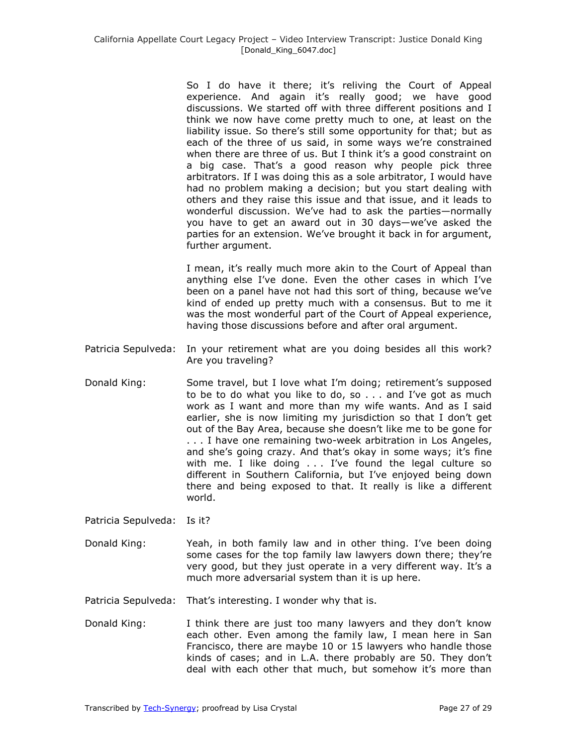So I do have it there; it's reliving the Court of Appeal experience. And again it's really good; we have good discussions. We started off with three different positions and I think we now have come pretty much to one, at least on the liability issue. So there's still some opportunity for that; but as each of the three of us said, in some ways we're constrained when there are three of us. But I think it's a good constraint on a big case. That's a good reason why people pick three arbitrators. If I was doing this as a sole arbitrator, I would have had no problem making a decision; but you start dealing with others and they raise this issue and that issue, and it leads to wonderful discussion. We've had to ask the parties—normally you have to get an award out in 30 days—we've asked the parties for an extension. We've brought it back in for argument, further argument.

I mean, it's really much more akin to the Court of Appeal than anything else I've done. Even the other cases in which I've been on a panel have not had this sort of thing, because we've kind of ended up pretty much with a consensus. But to me it was the most wonderful part of the Court of Appeal experience, having those discussions before and after oral argument.

Patricia Sepulveda: In your retirement what are you doing besides all this work? Are you traveling?

Donald King: Some travel, but I love what I'm doing; retirement's supposed to be to do what you like to do, so . . . and I've got as much work as I want and more than my wife wants. And as I said earlier, she is now limiting my jurisdiction so that I don't get out of the Bay Area, because she doesn't like me to be gone for . . . I have one remaining two-week arbitration in Los Angeles, and she's going crazy. And that's okay in some ways; it's fine with me. I like doing . . . I've found the legal culture so different in Southern California, but I've enjoyed being down there and being exposed to that. It really is like a different world.

Patricia Sepulveda: Is it?

Donald King: Yeah, in both family law and in other thing. I've been doing some cases for the top family law lawyers down there; they're very good, but they just operate in a very different way. It's a much more adversarial system than it is up here.

Patricia Sepulveda: That's interesting. I wonder why that is.

Donald King: I think there are just too many lawyers and they don't know each other. Even among the family law, I mean here in San Francisco, there are maybe 10 or 15 lawyers who handle those kinds of cases; and in L.A. there probably are 50. They don't deal with each other that much, but somehow it's more than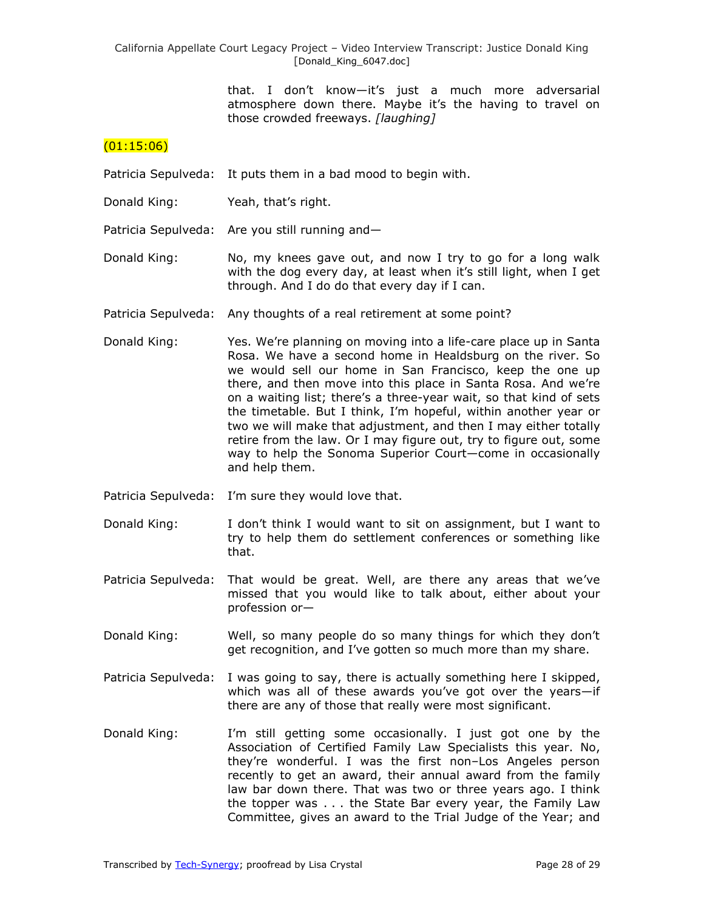that. I don't know—it's just a much more adversarial atmosphere down there. Maybe it's the having to travel on those crowded freeways. *[laughing]*

(01:15:06)

Patricia Sepulveda: It puts them in a bad mood to begin with.

Donald King: Yeah, that's right.

Patricia Sepulveda: Are you still running and—

Donald King: No, my knees gave out, and now I try to go for a long walk with the dog every day, at least when it's still light, when I get through. And I do do that every day if I can.

Patricia Sepulveda: Any thoughts of a real retirement at some point?

Donald King: Yes. We're planning on moving into a life-care place up in Santa Rosa. We have a second home in Healdsburg on the river. So we would sell our home in San Francisco, keep the one up there, and then move into this place in Santa Rosa. And we're on a waiting list; there's a three-year wait, so that kind of sets the timetable. But I think, I'm hopeful, within another year or two we will make that adjustment, and then I may either totally retire from the law. Or I may figure out, try to figure out, some way to help the Sonoma Superior Court—come in occasionally and help them.

Patricia Sepulveda: I'm sure they would love that.

Donald King: I don't think I would want to sit on assignment, but I want to try to help them do settlement conferences or something like that.

Patricia Sepulveda: That would be great. Well, are there any areas that we've missed that you would like to talk about, either about your profession or—

Donald King: Well, so many people do so many things for which they don't get recognition, and I've gotten so much more than my share.

Patricia Sepulveda: I was going to say, there is actually something here I skipped, which was all of these awards you've got over the years—if there are any of those that really were most significant.

Donald King: I'm still getting some occasionally. I just got one by the Association of Certified Family Law Specialists this year. No, they're wonderful. I was the first non–Los Angeles person recently to get an award, their annual award from the family law bar down there. That was two or three years ago. I think the topper was . . . the State Bar every year, the Family Law Committee, gives an award to the Trial Judge of the Year; and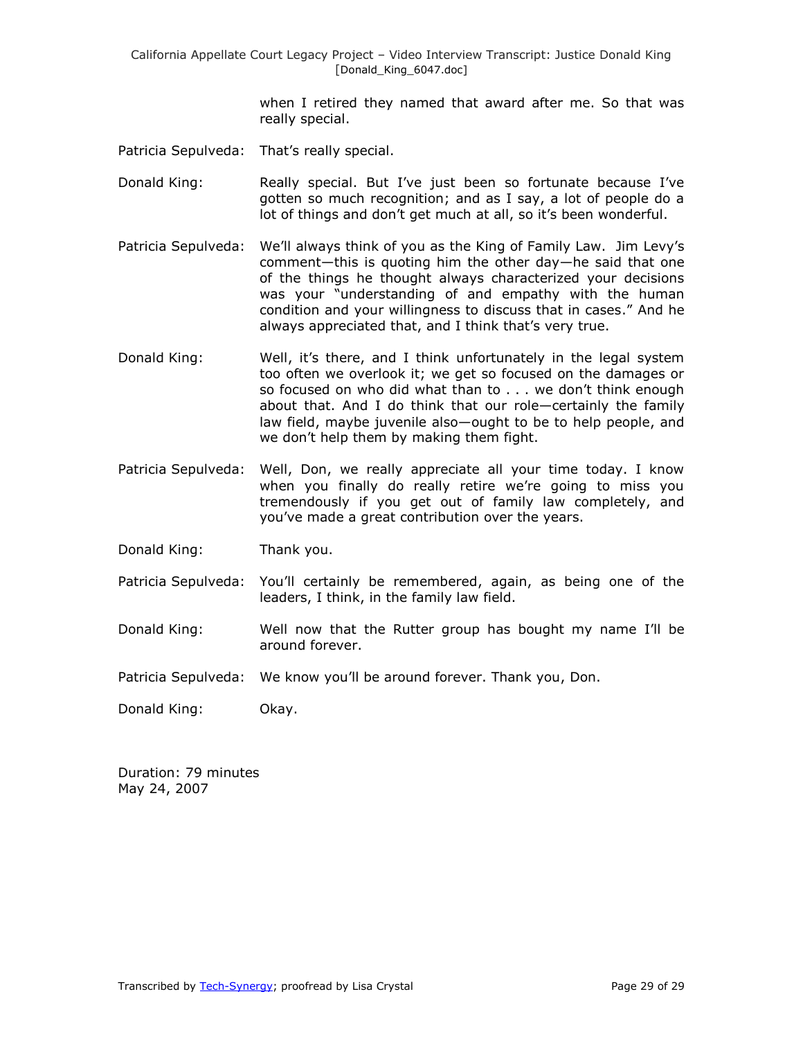when I retired they named that award after me. So that was really special.

Patricia Sepulveda: That's really special.

Donald King: Really special. But I've just been so fortunate because I've gotten so much recognition; and as I say, a lot of people do a lot of things and don't get much at all, so it's been wonderful.

Patricia Sepulveda: We'll always think of you as the King of Family Law. Jim Levy's comment—this is quoting him the other day—he said that one of the things he thought always characterized your decisions was your "understanding of and empathy with the human condition and your willingness to discuss that in cases." And he always appreciated that, and I think that's very true.

Donald King: Well, it's there, and I think unfortunately in the legal system too often we overlook it; we get so focused on the damages or so focused on who did what than to . . . we don't think enough about that. And I do think that our role—certainly the family law field, maybe juvenile also—ought to be to help people, and we don't help them by making them fight.

Patricia Sepulveda: Well, Don, we really appreciate all your time today. I know when you finally do really retire we're going to miss you tremendously if you get out of family law completely, and you've made a great contribution over the years.

Donald King: Thank you.

Patricia Sepulveda: You'll certainly be remembered, again, as being one of the leaders, I think, in the family law field.

Donald King: Well now that the Rutter group has bought my name I'll be around forever.

Patricia Sepulveda: We know you'll be around forever. Thank you, Don.

Donald King: Okay.

Duration: 79 minutes
May 24, 2007